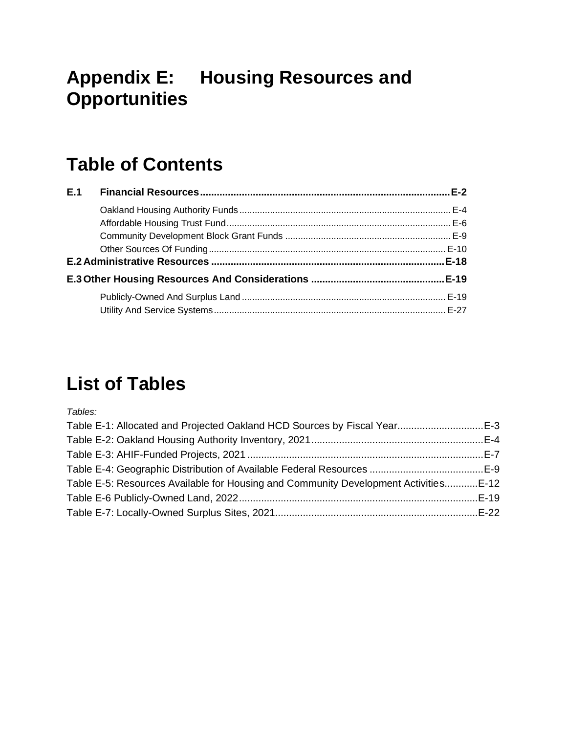# Appendix E: Housing Resources and Opportunities

## Table of Contents

**E.1 Financial Resources ........................................................................................ E-2**

- Oakland Housing Authority Funds ................................................................................ E-4
- Affordable Housing Trust Fund ..................................................................................... E-6
- Community Development Block Grant Funds .............................................................. E-9
- Other Sources Of Funding ........................................................................................... E-10

**E.2 Administrative Resources ................................................................................. E-18**

**E.3 Other Housing Resources And Considerations ............................................... E-19**

- Publicly-Owned And Surplus Land .............................................................................. E-19
- Utility And Service Systems ......................................................................................... E-27

## List of Tables

*Tables:*

Table E-1: Allocated and Projected Oakland HCD Sources by Fiscal Year ............................... E-3
Table E-2: Oakland Housing Authority Inventory, 2021 ............................................................. E-4
Table E-3: AHIF-Funded Projects, 2021 .................................................................................... E-7
Table E-4: Geographic Distribution of Available Federal Resources ......................................... E-9
Table E-5: Resources Available for Housing and Community Development Activities ............ E-12
Table E-6 Publicly-Owned Land, 2022 ..................................................................................... E-19
Table E-7: Locally-Owned Surplus Sites, 2021 ........................................................................ E-22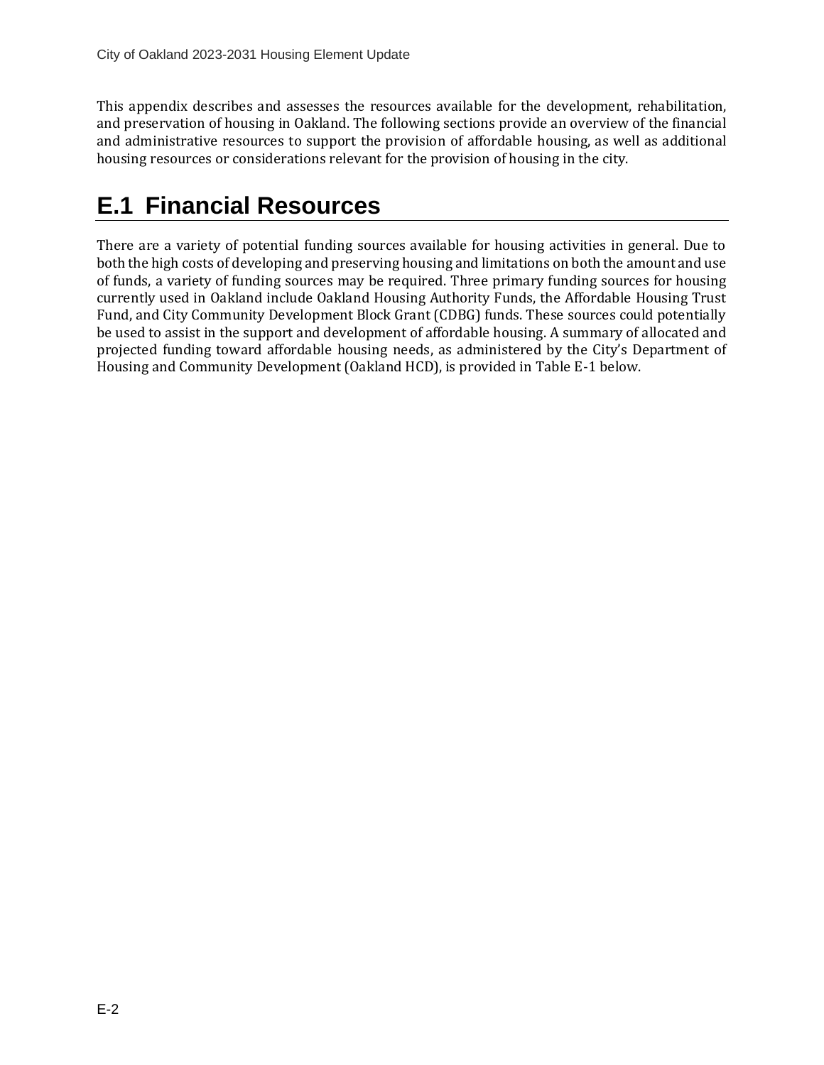This appendix describes and assesses the resources available for the development, rehabilitation, and preservation of housing in Oakland. The following sections provide an overview of the financial and administrative resources to support the provision of affordable housing, as well as additional housing resources or considerations relevant for the provision of housing in the city.

## E.1 Financial Resources

There are a variety of potential funding sources available for housing activities in general. Due to both the high costs of developing and preserving housing and limitations on both the amount and use of funds, a variety of funding sources may be required. Three primary funding sources for housing currently used in Oakland include Oakland Housing Authority Funds, the Affordable Housing Trust Fund, and City Community Development Block Grant (CDBG) funds. These sources could potentially be used to assist in the support and development of affordable housing. A summary of allocated and projected funding toward affordable housing needs, as administered by the City's Department of Housing and Community Development (Oakland HCD), is provided in Table E-1 below.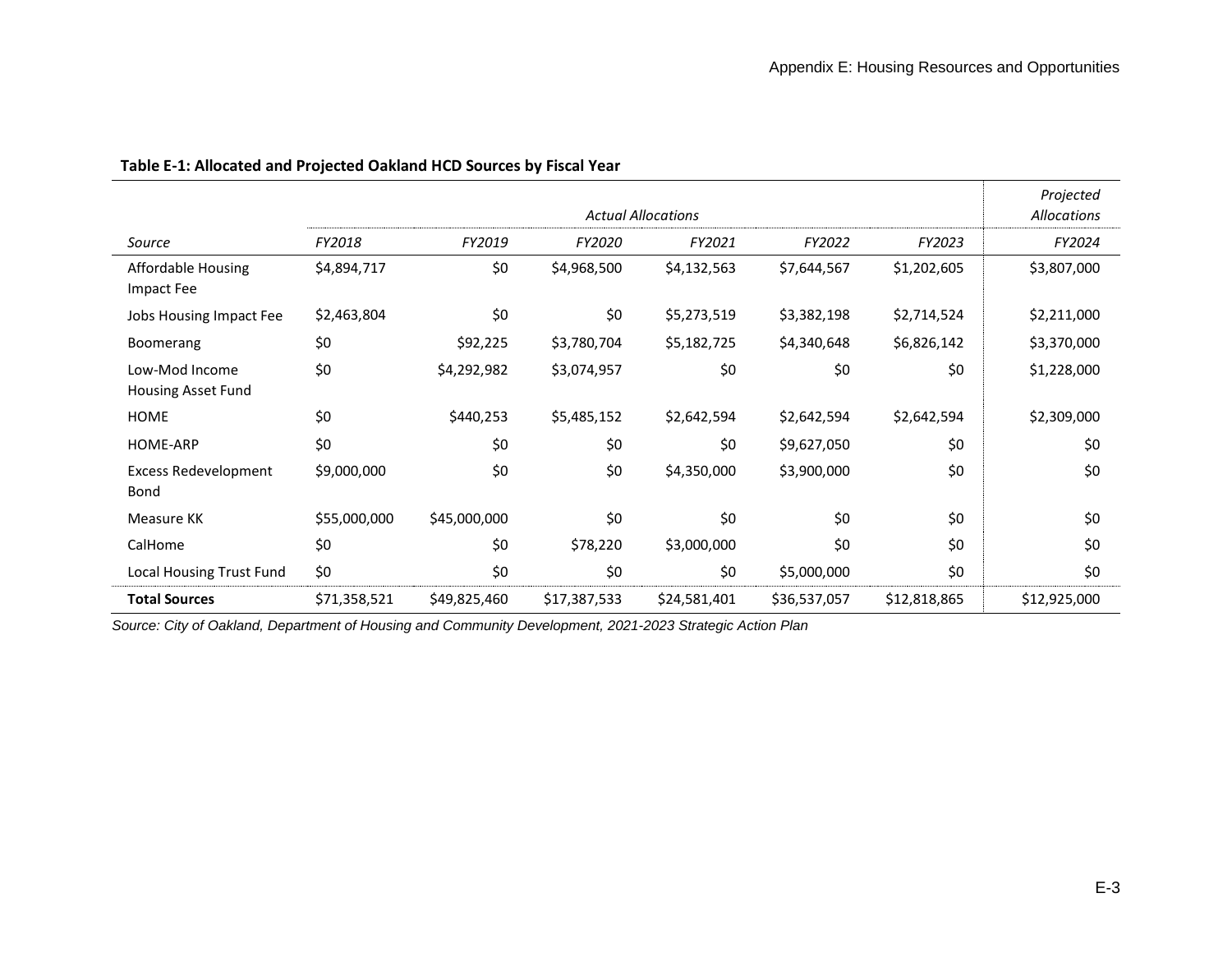**Table E-1: Allocated and Projected Oakland HCD Sources by Fiscal Year**

| | *Actual Allocations* | | | | | | *Projected Allocations* |
|---|---|---|---|---|---|---|---|
| *Source* | *FY2018* | *FY2019* | *FY2020* | *FY2021* | *FY2022* | *FY2023* | *FY2024* |
| Affordable Housing Impact Fee | $4,894,717 | $0 | $4,968,500 | $4,132,563 | $7,644,567 | $1,202,605 | $3,807,000 |
| Jobs Housing Impact Fee | $2,463,804 | $0 | $0 | $5,273,519 | $3,382,198 | $2,714,524 | $2,211,000 |
| Boomerang | $0 | $92,225 | $3,780,704 | $5,182,725 | $4,340,648 | $6,826,142 | $3,370,000 |
| Low-Mod Income Housing Asset Fund | $0 | $4,292,982 | $3,074,957 | $0 | $0 | $0 | $1,228,000 |
| HOME | $0 | $440,253 | $5,485,152 | $2,642,594 | $2,642,594 | $2,642,594 | $2,309,000 |
| HOME-ARP | $0 | $0 | $0 | $0 | $9,627,050 | $0 | $0 |
| Excess Redevelopment Bond | $9,000,000 | $0 | $0 | $4,350,000 | $3,900,000 | $0 | $0 |
| Measure KK | $55,000,000 | $45,000,000 | $0 | $0 | $0 | $0 | $0 |
| CalHome | $0 | $0 | $78,220 | $3,000,000 | $0 | $0 | $0 |
| Local Housing Trust Fund | $0 | $0 | $0 | $0 | $5,000,000 | $0 | $0 |
| **Total Sources** | $71,358,521 | $49,825,460 | $17,387,533 | $24,581,401 | $36,537,057 | $12,818,865 | $12,925,000 |

*Source: City of Oakland, Department of Housing and Community Development, 2021-2023 Strategic Action Plan*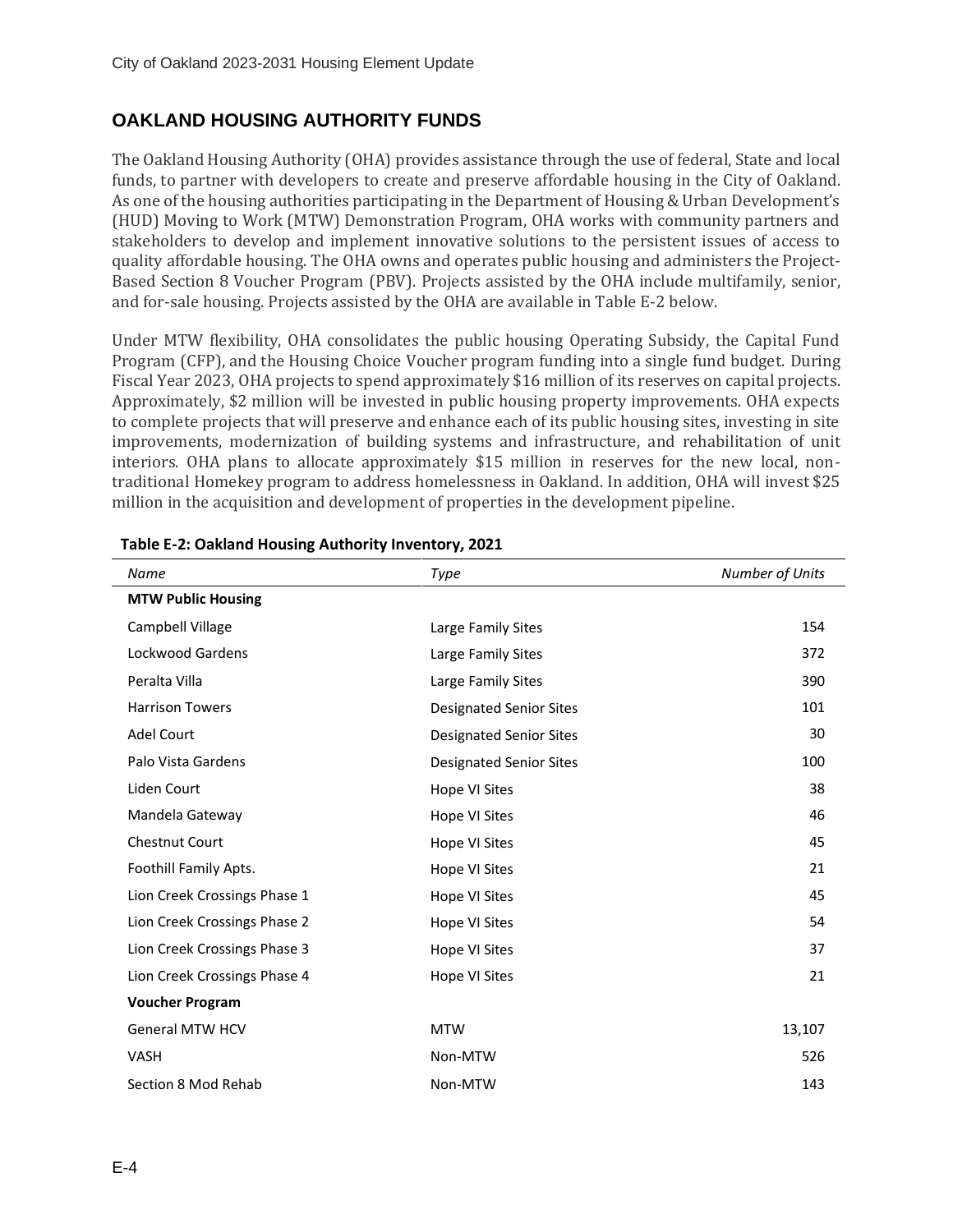## OAKLAND HOUSING AUTHORITY FUNDS

The Oakland Housing Authority (OHA) provides assistance through the use of federal, State and local funds, to partner with developers to create and preserve affordable housing in the City of Oakland. As one of the housing authorities participating in the Department of Housing & Urban Development's (HUD) Moving to Work (MTW) Demonstration Program, OHA works with community partners and stakeholders to develop and implement innovative solutions to the persistent issues of access to quality affordable housing. The OHA owns and operates public housing and administers the Project-Based Section 8 Voucher Program (PBV). Projects assisted by the OHA include multifamily, senior, and for-sale housing. Projects assisted by the OHA are available in Table E-2 below.

Under MTW flexibility, OHA consolidates the public housing Operating Subsidy, the Capital Fund Program (CFP), and the Housing Choice Voucher program funding into a single fund budget. During Fiscal Year 2023, OHA projects to spend approximately $16 million of its reserves on capital projects. Approximately, $2 million will be invested in public housing property improvements. OHA expects to complete projects that will preserve and enhance each of its public housing sites, investing in site improvements, modernization of building systems and infrastructure, and rehabilitation of unit interiors. OHA plans to allocate approximately $15 million in reserves for the new local, non-traditional Homekey program to address homelessness in Oakland. In addition, OHA will invest $25 million in the acquisition and development of properties in the development pipeline.

**Table E-2: Oakland Housing Authority Inventory, 2021**

| *Name* | *Type* | *Number of Units* |
|---|---|---|
| **MTW Public Housing** | | |
| Campbell Village | Large Family Sites | 154 |
| Lockwood Gardens | Large Family Sites | 372 |
| Peralta Villa | Large Family Sites | 390 |
| Harrison Towers | Designated Senior Sites | 101 |
| Adel Court | Designated Senior Sites | 30 |
| Palo Vista Gardens | Designated Senior Sites | 100 |
| Liden Court | Hope VI Sites | 38 |
| Mandela Gateway | Hope VI Sites | 46 |
| Chestnut Court | Hope VI Sites | 45 |
| Foothill Family Apts. | Hope VI Sites | 21 |
| Lion Creek Crossings Phase 1 | Hope VI Sites | 45 |
| Lion Creek Crossings Phase 2 | Hope VI Sites | 54 |
| Lion Creek Crossings Phase 3 | Hope VI Sites | 37 |
| Lion Creek Crossings Phase 4 | Hope VI Sites | 21 |
| **Voucher Program** | | |
| General MTW HCV | MTW | 13,107 |
| VASH | Non-MTW | 526 |
| Section 8 Mod Rehab | Non-MTW | 143 |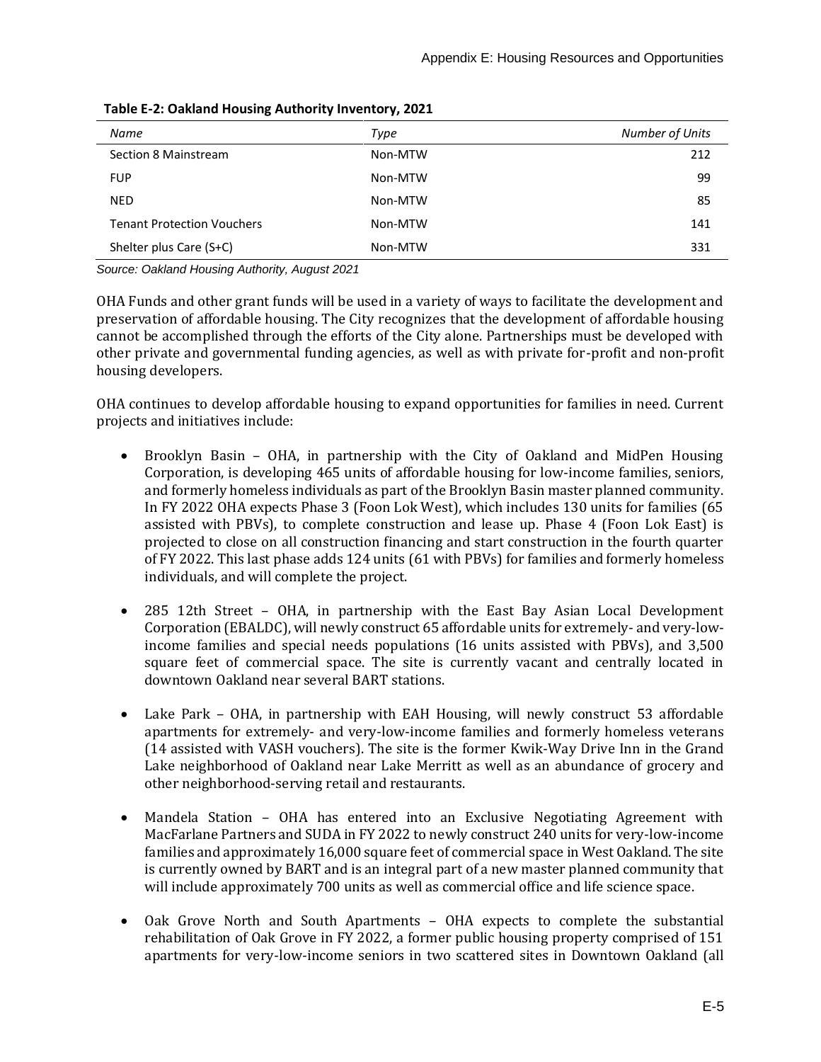**Table E-2: Oakland Housing Authority Inventory, 2021**

| *Name* | *Type* | *Number of Units* |
|---|---|---|
| Section 8 Mainstream | Non-MTW | 212 |
| FUP | Non-MTW | 99 |
| NED | Non-MTW | 85 |
| Tenant Protection Vouchers | Non-MTW | 141 |
| Shelter plus Care (S+C) | Non-MTW | 331 |

*Source: Oakland Housing Authority, August 2021*

OHA Funds and other grant funds will be used in a variety of ways to facilitate the development and preservation of affordable housing. The City recognizes that the development of affordable housing cannot be accomplished through the efforts of the City alone. Partnerships must be developed with other private and governmental funding agencies, as well as with private for-profit and non-profit housing developers.

OHA continues to develop affordable housing to expand opportunities for families in need. Current projects and initiatives include:

- Brooklyn Basin – OHA, in partnership with the City of Oakland and MidPen Housing Corporation, is developing 465 units of affordable housing for low-income families, seniors, and formerly homeless individuals as part of the Brooklyn Basin master planned community. In FY 2022 OHA expects Phase 3 (Foon Lok West), which includes 130 units for families (65 assisted with PBVs), to complete construction and lease up. Phase 4 (Foon Lok East) is projected to close on all construction financing and start construction in the fourth quarter of FY 2022. This last phase adds 124 units (61 with PBVs) for families and formerly homeless individuals, and will complete the project.

- 285 12th Street – OHA, in partnership with the East Bay Asian Local Development Corporation (EBALDC), will newly construct 65 affordable units for extremely- and very-low-income families and special needs populations (16 units assisted with PBVs), and 3,500 square feet of commercial space. The site is currently vacant and centrally located in downtown Oakland near several BART stations.

- Lake Park – OHA, in partnership with EAH Housing, will newly construct 53 affordable apartments for extremely- and very-low-income families and formerly homeless veterans (14 assisted with VASH vouchers). The site is the former Kwik-Way Drive Inn in the Grand Lake neighborhood of Oakland near Lake Merritt as well as an abundance of grocery and other neighborhood-serving retail and restaurants.

- Mandela Station – OHA has entered into an Exclusive Negotiating Agreement with MacFarlane Partners and SUDA in FY 2022 to newly construct 240 units for very-low-income families and approximately 16,000 square feet of commercial space in West Oakland. The site is currently owned by BART and is an integral part of a new master planned community that will include approximately 700 units as well as commercial office and life science space.

- Oak Grove North and South Apartments – OHA expects to complete the substantial rehabilitation of Oak Grove in FY 2022, a former public housing property comprised of 151 apartments for very-low-income seniors in two scattered sites in Downtown Oakland (all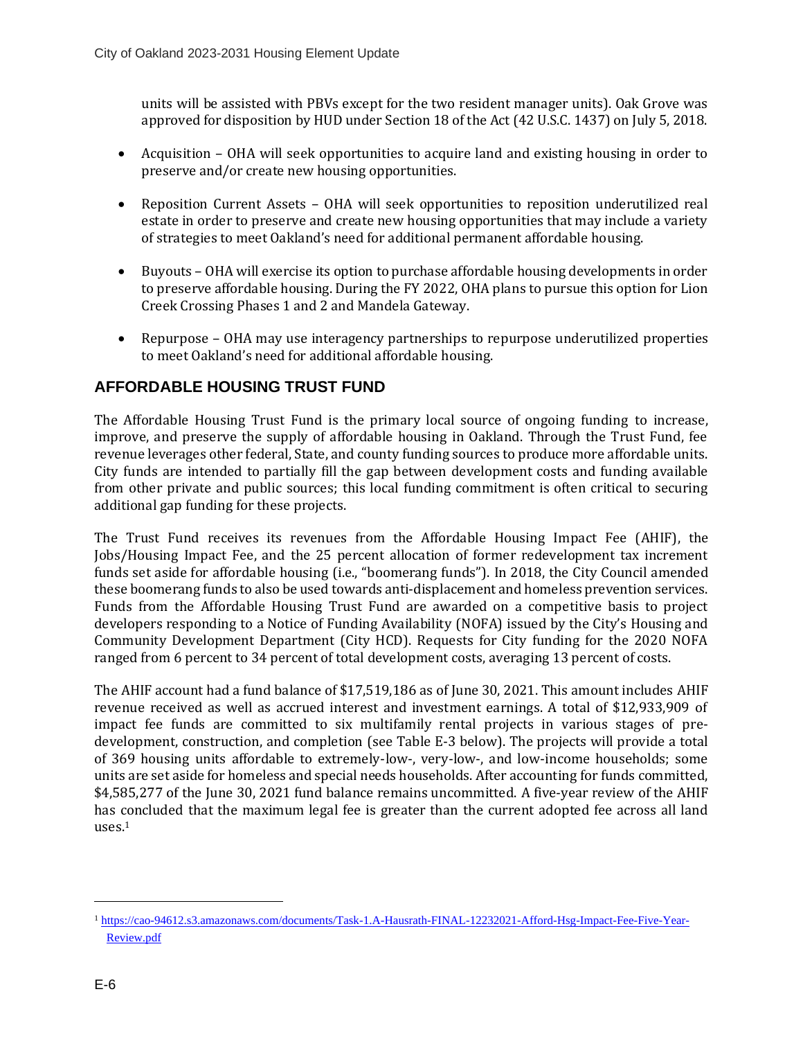units will be assisted with PBVs except for the two resident manager units). Oak Grove was approved for disposition by HUD under Section 18 of the Act (42 U.S.C. 1437) on July 5, 2018.

- Acquisition – OHA will seek opportunities to acquire land and existing housing in order to preserve and/or create new housing opportunities.
- Reposition Current Assets – OHA will seek opportunities to reposition underutilized real estate in order to preserve and create new housing opportunities that may include a variety of strategies to meet Oakland's need for additional permanent affordable housing.
- Buyouts – OHA will exercise its option to purchase affordable housing developments in order to preserve affordable housing. During the FY 2022, OHA plans to pursue this option for Lion Creek Crossing Phases 1 and 2 and Mandela Gateway.
- Repurpose – OHA may use interagency partnerships to repurpose underutilized properties to meet Oakland's need for additional affordable housing.

## AFFORDABLE HOUSING TRUST FUND

The Affordable Housing Trust Fund is the primary local source of ongoing funding to increase, improve, and preserve the supply of affordable housing in Oakland. Through the Trust Fund, fee revenue leverages other federal, State, and county funding sources to produce more affordable units. City funds are intended to partially fill the gap between development costs and funding available from other private and public sources; this local funding commitment is often critical to securing additional gap funding for these projects.

The Trust Fund receives its revenues from the Affordable Housing Impact Fee (AHIF), the Jobs/Housing Impact Fee, and the 25 percent allocation of former redevelopment tax increment funds set aside for affordable housing (i.e., "boomerang funds"). In 2018, the City Council amended these boomerang funds to also be used towards anti-displacement and homeless prevention services. Funds from the Affordable Housing Trust Fund are awarded on a competitive basis to project developers responding to a Notice of Funding Availability (NOFA) issued by the City's Housing and Community Development Department (City HCD). Requests for City funding for the 2020 NOFA ranged from 6 percent to 34 percent of total development costs, averaging 13 percent of costs.

The AHIF account had a fund balance of $17,519,186 as of June 30, 2021. This amount includes AHIF revenue received as well as accrued interest and investment earnings. A total of $12,933,909 of impact fee funds are committed to six multifamily rental projects in various stages of pre-development, construction, and completion (see Table E-3 below). The projects will provide a total of 369 housing units affordable to extremely-low-, very-low-, and low-income households; some units are set aside for homeless and special needs households. After accounting for funds committed, $4,585,277 of the June 30, 2021 fund balance remains uncommitted. A five-year review of the AHIF has concluded that the maximum legal fee is greater than the current adopted fee across all land uses.[1]

[1] https://cao-94612.s3.amazonaws.com/documents/Task-1.A-Hausrath-FINAL-12232021-Afford-Hsg-Impact-Fee-Five-Year-Review.pdf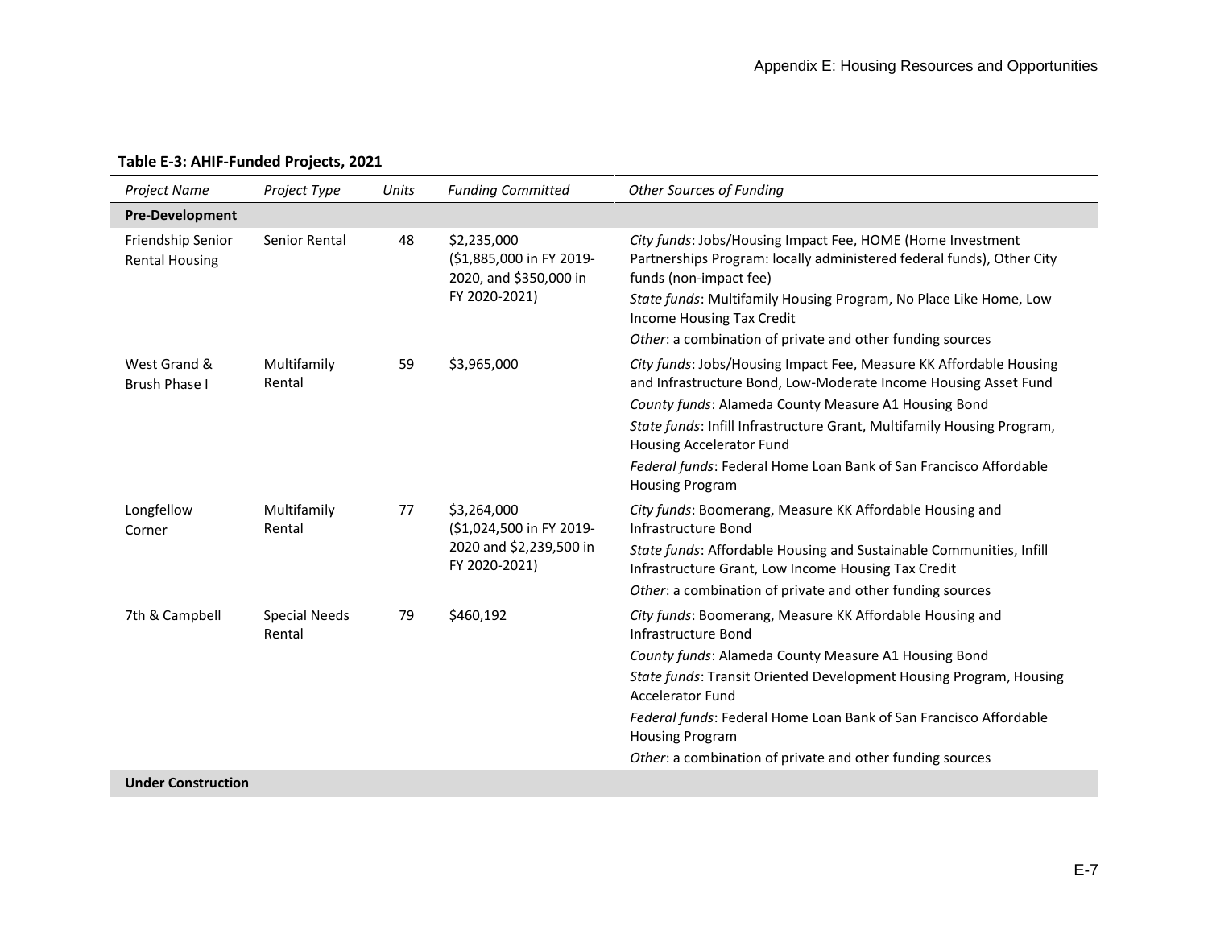**Table E-3: AHIF-Funded Projects, 2021**

| *Project Name* | *Project Type* | *Units* | *Funding Committed* | *Other Sources of Funding* |
|---|---|---|---|---|
| **Pre-Development** | | | | |
| Friendship Senior Rental Housing | Senior Rental | 48 | $2,235,000 ($1,885,000 in FY 2019-2020, and $350,000 in FY 2020-2021) | *City funds*: Jobs/Housing Impact Fee, HOME (Home Investment Partnerships Program: locally administered federal funds), Other City funds (non-impact fee)<br>*State funds*: Multifamily Housing Program, No Place Like Home, Low Income Housing Tax Credit<br>*Other*: a combination of private and other funding sources |
| West Grand & Brush Phase I | Multifamily Rental | 59 | $3,965,000 | *City funds*: Jobs/Housing Impact Fee, Measure KK Affordable Housing and Infrastructure Bond, Low-Moderate Income Housing Asset Fund<br>*County funds*: Alameda County Measure A1 Housing Bond<br>*State funds*: Infill Infrastructure Grant, Multifamily Housing Program, Housing Accelerator Fund<br>*Federal funds*: Federal Home Loan Bank of San Francisco Affordable Housing Program |
| Longfellow Corner | Multifamily Rental | 77 | $3,264,000 ($1,024,500 in FY 2019-2020 and $2,239,500 in FY 2020-2021) | *City funds*: Boomerang, Measure KK Affordable Housing and Infrastructure Bond<br>*State funds*: Affordable Housing and Sustainable Communities, Infill Infrastructure Grant, Low Income Housing Tax Credit<br>*Other*: a combination of private and other funding sources |
| 7th & Campbell | Special Needs Rental | 79 | $460,192 | *City funds*: Boomerang, Measure KK Affordable Housing and Infrastructure Bond<br>*County funds*: Alameda County Measure A1 Housing Bond<br>*State funds*: Transit Oriented Development Housing Program, Housing Accelerator Fund<br>*Federal funds*: Federal Home Loan Bank of San Francisco Affordable Housing Program<br>*Other*: a combination of private and other funding sources |
| **Under Construction** | | | | |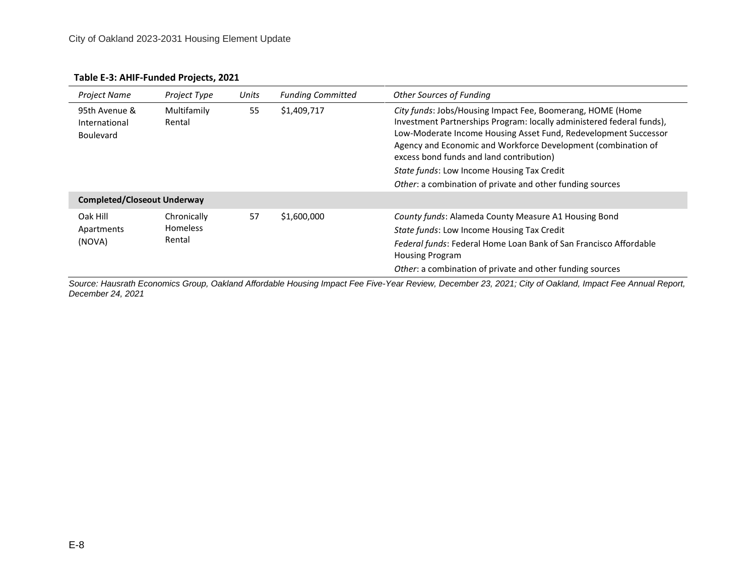**Table E-3: AHIF-Funded Projects, 2021**

| *Project Name* | *Project Type* | *Units* | *Funding Committed* | *Other Sources of Funding* |
|---|---|---|---|---|
| 95th Avenue & International Boulevard | Multifamily Rental | 55 | $1,409,717 | *City funds*: Jobs/Housing Impact Fee, Boomerang, HOME (Home Investment Partnerships Program: locally administered federal funds), Low-Moderate Income Housing Asset Fund, Redevelopment Successor Agency and Economic and Workforce Development (combination of excess bond funds and land contribution)<br>*State funds*: Low Income Housing Tax Credit<br>*Other*: a combination of private and other funding sources |
| **Completed/Closeout Underway** | | | | |
| Oak Hill Apartments (NOVA) | Chronically Homeless Rental | 57 | $1,600,000 | *County funds*: Alameda County Measure A1 Housing Bond<br>*State funds*: Low Income Housing Tax Credit<br>*Federal funds*: Federal Home Loan Bank of San Francisco Affordable Housing Program<br>*Other*: a combination of private and other funding sources |

*Source: Hausrath Economics Group, Oakland Affordable Housing Impact Fee Five-Year Review, December 23, 2021; City of Oakland, Impact Fee Annual Report, December 24, 2021*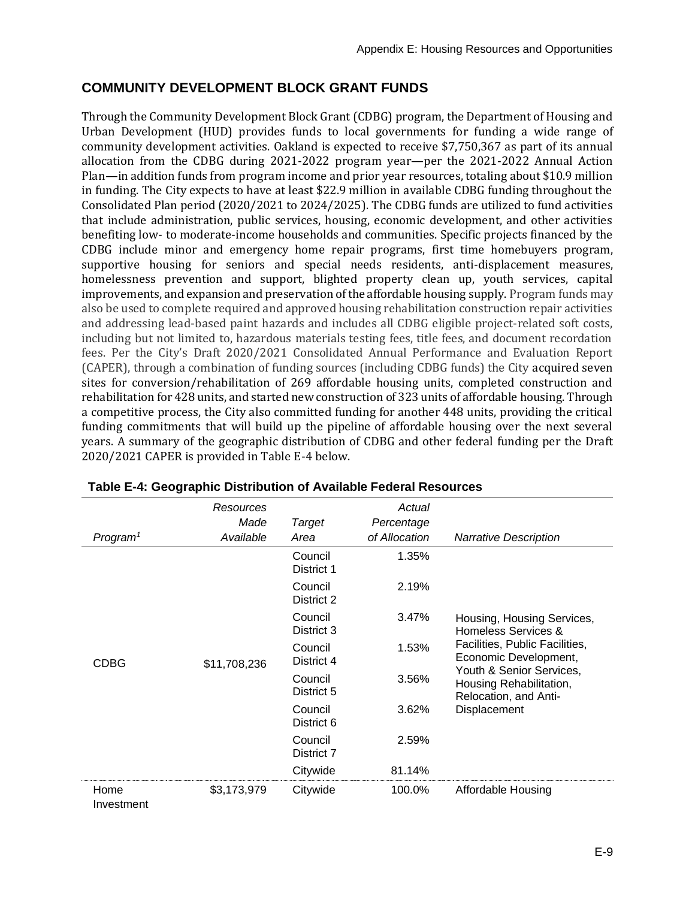## COMMUNITY DEVELOPMENT BLOCK GRANT FUNDS

Through the Community Development Block Grant (CDBG) program, the Department of Housing and Urban Development (HUD) provides funds to local governments for funding a wide range of community development activities. Oakland is expected to receive $7,750,367 as part of its annual allocation from the CDBG during 2021-2022 program year—per the 2021-2022 Annual Action Plan—in addition funds from program income and prior year resources, totaling about $10.9 million in funding. The City expects to have at least $22.9 million in available CDBG funding throughout the Consolidated Plan period (2020/2021 to 2024/2025). The CDBG funds are utilized to fund activities that include administration, public services, housing, economic development, and other activities benefiting low- to moderate-income households and communities. Specific projects financed by the CDBG include minor and emergency home repair programs, first time homebuyers program, supportive housing for seniors and special needs residents, anti-displacement measures, homelessness prevention and support, blighted property clean up, youth services, capital improvements, and expansion and preservation of the affordable housing supply. Program funds may also be used to complete required and approved housing rehabilitation construction repair activities and addressing lead-based paint hazards and includes all CDBG eligible project-related soft costs, including but not limited to, hazardous materials testing fees, title fees, and document recordation fees. Per the City's Draft 2020/2021 Consolidated Annual Performance and Evaluation Report (CAPER), through a combination of funding sources (including CDBG funds) the City acquired seven sites for conversion/rehabilitation of 269 affordable housing units, completed construction and rehabilitation for 428 units, and started new construction of 323 units of affordable housing. Through a competitive process, the City also committed funding for another 448 units, providing the critical funding commitments that will build up the pipeline of affordable housing over the next several years. A summary of the geographic distribution of CDBG and other federal funding per the Draft 2020/2021 CAPER is provided in Table E-4 below.

**Table E-4: Geographic Distribution of Available Federal Resources**

| *Program*[1] | *Resources Made Available* | *Target Area* | *Actual Percentage of Allocation* | *Narrative Description* |
|---|---|---|---|---|
| CDBG | $11,708,236 | Council District 1 | 1.35% | Housing, Housing Services, Homeless Services & Facilities, Public Facilities, Economic Development, Youth & Senior Services, Housing Rehabilitation, Relocation, and Anti-Displacement |
| | | Council District 2 | 2.19% | |
| | | Council District 3 | 3.47% | |
| | | Council District 4 | 1.53% | |
| | | Council District 5 | 3.56% | |
| | | Council District 6 | 3.62% | |
| | | Council District 7 | 2.59% | |
| | | Citywide | 81.14% | |
| Home Investment | $3,173,979 | Citywide | 100.0% | Affordable Housing |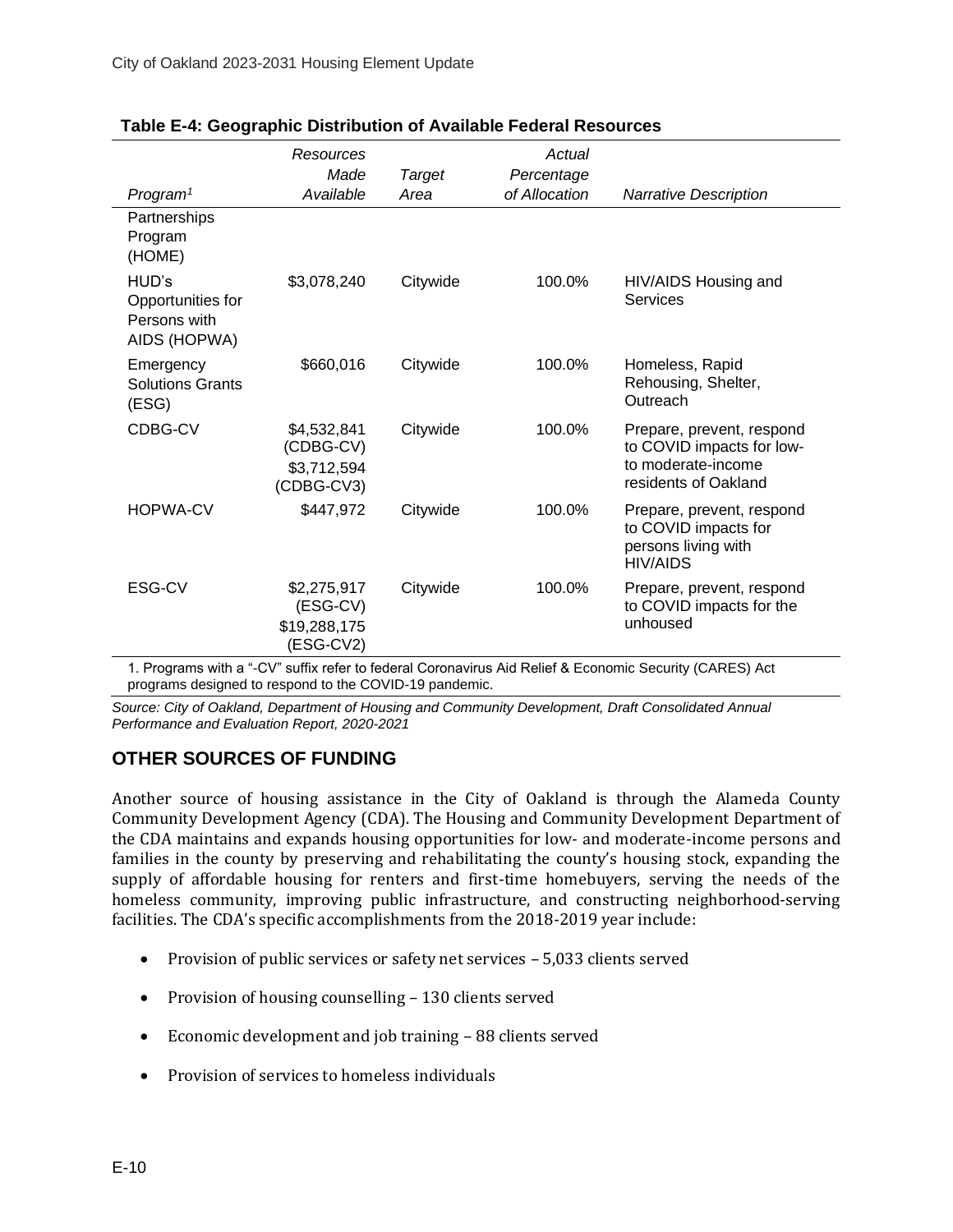**Table E-4: Geographic Distribution of Available Federal Resources**

| *Program*[1] | *Resources Made Available* | *Target Area* | *Actual Percentage of Allocation* | *Narrative Description* |
|---|---|---|---|---|
| Partnerships Program (HOME) | | | | |
| HUD's Opportunities for Persons with AIDS (HOPWA) | $3,078,240 | Citywide | 100.0% | HIV/AIDS Housing and Services |
| Emergency Solutions Grants (ESG) | $660,016 | Citywide | 100.0% | Homeless, Rapid Rehousing, Shelter, Outreach |
| CDBG-CV | $4,532,841 (CDBG-CV) $3,712,594 (CDBG-CV3) | Citywide | 100.0% | Prepare, prevent, respond to COVID impacts for low- to moderate-income residents of Oakland |
| HOPWA-CV | $447,972 | Citywide | 100.0% | Prepare, prevent, respond to COVID impacts for persons living with HIV/AIDS |
| ESG-CV | $2,275,917 (ESG-CV) $19,288,175 (ESG-CV2) | Citywide | 100.0% | Prepare, prevent, respond to COVID impacts for the unhoused |

1. Programs with a "-CV" suffix refer to federal Coronavirus Aid Relief & Economic Security (CARES) Act programs designed to respond to the COVID-19 pandemic.

*Source: City of Oakland, Department of Housing and Community Development, Draft Consolidated Annual Performance and Evaluation Report, 2020-2021*

## OTHER SOURCES OF FUNDING

Another source of housing assistance in the City of Oakland is through the Alameda County Community Development Agency (CDA). The Housing and Community Development Department of the CDA maintains and expands housing opportunities for low- and moderate-income persons and families in the county by preserving and rehabilitating the county's housing stock, expanding the supply of affordable housing for renters and first-time homebuyers, serving the needs of the homeless community, improving public infrastructure, and constructing neighborhood-serving facilities. The CDA's specific accomplishments from the 2018-2019 year include:

- Provision of public services or safety net services – 5,033 clients served
- Provision of housing counselling – 130 clients served
- Economic development and job training – 88 clients served
- Provision of services to homeless individuals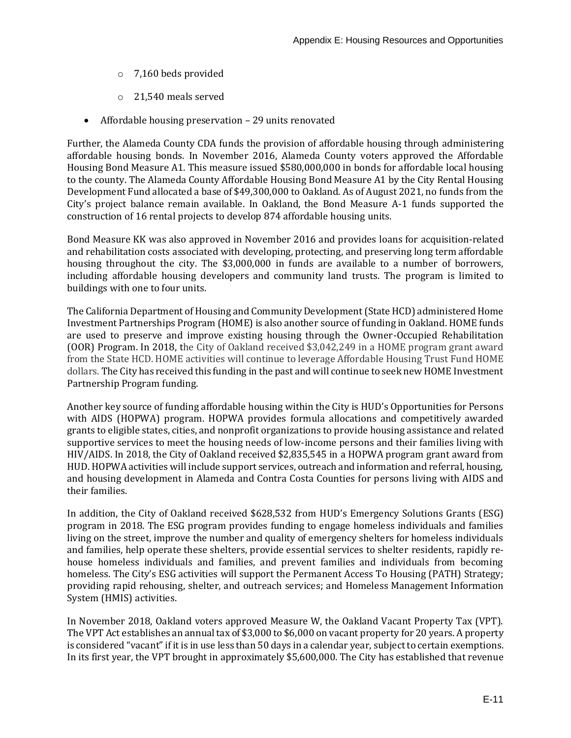- 7,160 beds provided
- 21,540 meals served

- Affordable housing preservation – 29 units renovated

Further, the Alameda County CDA funds the provision of affordable housing through administering affordable housing bonds. In November 2016, Alameda County voters approved the Affordable Housing Bond Measure A1. This measure issued $580,000,000 in bonds for affordable local housing to the county. The Alameda County Affordable Housing Bond Measure A1 by the City Rental Housing Development Fund allocated a base of $49,300,000 to Oakland. As of August 2021, no funds from the City's project balance remain available. In Oakland, the Bond Measure A-1 funds supported the construction of 16 rental projects to develop 874 affordable housing units.

Bond Measure KK was also approved in November 2016 and provides loans for acquisition-related and rehabilitation costs associated with developing, protecting, and preserving long term affordable housing throughout the city. The $3,000,000 in funds are available to a number of borrowers, including affordable housing developers and community land trusts. The program is limited to buildings with one to four units.

The California Department of Housing and Community Development (State HCD) administered Home Investment Partnerships Program (HOME) is also another source of funding in Oakland. HOME funds are used to preserve and improve existing housing through the Owner-Occupied Rehabilitation (OOR) Program. In 2018, the City of Oakland received $3,042,249 in a HOME program grant award from the State HCD. HOME activities will continue to leverage Affordable Housing Trust Fund HOME dollars. The City has received this funding in the past and will continue to seek new HOME Investment Partnership Program funding.

Another key source of funding affordable housing within the City is HUD's Opportunities for Persons with AIDS (HOPWA) program. HOPWA provides formula allocations and competitively awarded grants to eligible states, cities, and nonprofit organizations to provide housing assistance and related supportive services to meet the housing needs of low-income persons and their families living with HIV/AIDS. In 2018, the City of Oakland received $2,835,545 in a HOPWA program grant award from HUD. HOPWA activities will include support services, outreach and information and referral, housing, and housing development in Alameda and Contra Costa Counties for persons living with AIDS and their families.

In addition, the City of Oakland received $628,532 from HUD's Emergency Solutions Grants (ESG) program in 2018. The ESG program provides funding to engage homeless individuals and families living on the street, improve the number and quality of emergency shelters for homeless individuals and families, help operate these shelters, provide essential services to shelter residents, rapidly re-house homeless individuals and families, and prevent families and individuals from becoming homeless. The City's ESG activities will support the Permanent Access To Housing (PATH) Strategy; providing rapid rehousing, shelter, and outreach services; and Homeless Management Information System (HMIS) activities.

In November 2018, Oakland voters approved Measure W, the Oakland Vacant Property Tax (VPT). The VPT Act establishes an annual tax of $3,000 to $6,000 on vacant property for 20 years. A property is considered "vacant" if it is in use less than 50 days in a calendar year, subject to certain exemptions. In its first year, the VPT brought in approximately $5,600,000. The City has established that revenue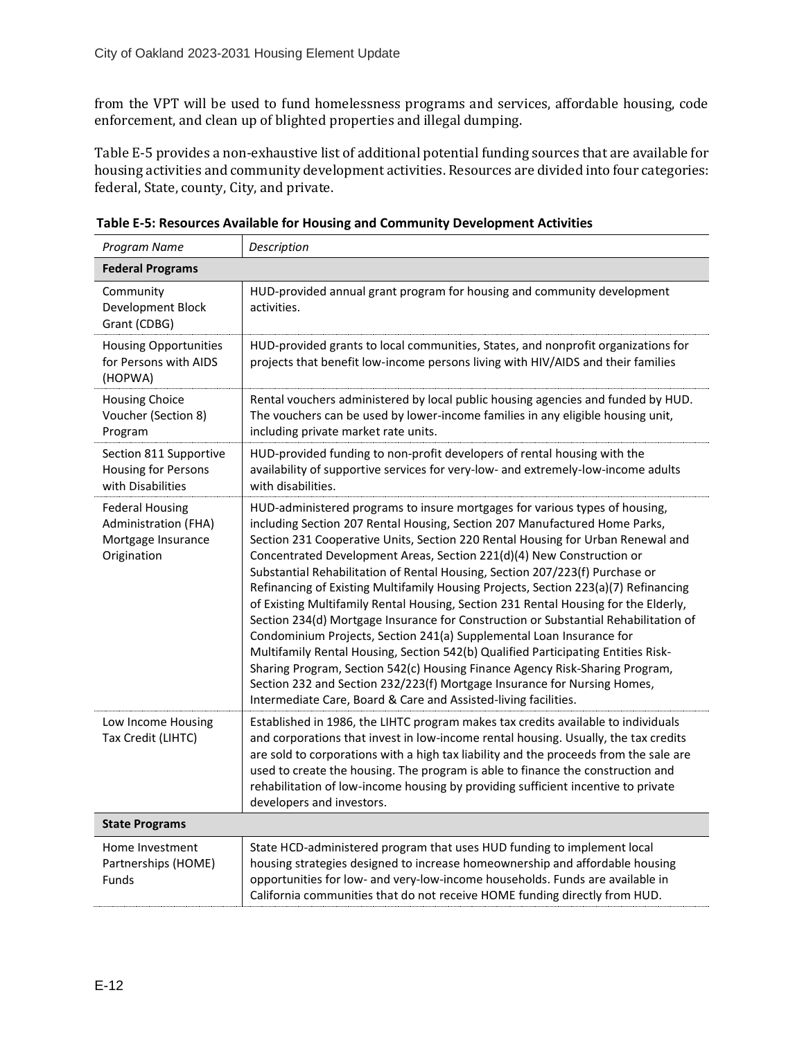from the VPT will be used to fund homelessness programs and services, affordable housing, code enforcement, and clean up of blighted properties and illegal dumping.

Table E-5 provides a non-exhaustive list of additional potential funding sources that are available for housing activities and community development activities. Resources are divided into four categories: federal, State, county, City, and private.

**Table E-5: Resources Available for Housing and Community Development Activities**

| *Program Name* | *Description* |
|---|---|
| **Federal Programs** | |
| Community Development Block Grant (CDBG) | HUD-provided annual grant program for housing and community development activities. |
| Housing Opportunities for Persons with AIDS (HOPWA) | HUD-provided grants to local communities, States, and nonprofit organizations for projects that benefit low-income persons living with HIV/AIDS and their families |
| Housing Choice Voucher (Section 8) Program | Rental vouchers administered by local public housing agencies and funded by HUD. The vouchers can be used by lower-income families in any eligible housing unit, including private market rate units. |
| Section 811 Supportive Housing for Persons with Disabilities | HUD-provided funding to non-profit developers of rental housing with the availability of supportive services for very-low- and extremely-low-income adults with disabilities. |
| Federal Housing Administration (FHA) Mortgage Insurance Origination | HUD-administered programs to insure mortgages for various types of housing, including Section 207 Rental Housing, Section 207 Manufactured Home Parks, Section 231 Cooperative Units, Section 220 Rental Housing for Urban Renewal and Concentrated Development Areas, Section 221(d)(4) New Construction or Substantial Rehabilitation of Rental Housing, Section 207/223(f) Purchase or Refinancing of Existing Multifamily Housing Projects, Section 223(a)(7) Refinancing of Existing Multifamily Rental Housing, Section 231 Rental Housing for the Elderly, Section 234(d) Mortgage Insurance for Construction or Substantial Rehabilitation of Condominium Projects, Section 241(a) Supplemental Loan Insurance for Multifamily Rental Housing, Section 542(b) Qualified Participating Entities Risk-Sharing Program, Section 542(c) Housing Finance Agency Risk-Sharing Program, Section 232 and Section 232/223(f) Mortgage Insurance for Nursing Homes, Intermediate Care, Board & Care and Assisted-living facilities. |
| Low Income Housing Tax Credit (LIHTC) | Established in 1986, the LIHTC program makes tax credits available to individuals and corporations that invest in low-income rental housing. Usually, the tax credits are sold to corporations with a high tax liability and the proceeds from the sale are used to create the housing. The program is able to finance the construction and rehabilitation of low-income housing by providing sufficient incentive to private developers and investors. |
| **State Programs** | |
| Home Investment Partnerships (HOME) Funds | State HCD-administered program that uses HUD funding to implement local housing strategies designed to increase homeownership and affordable housing opportunities for low- and very-low-income households. Funds are available in California communities that do not receive HOME funding directly from HUD. |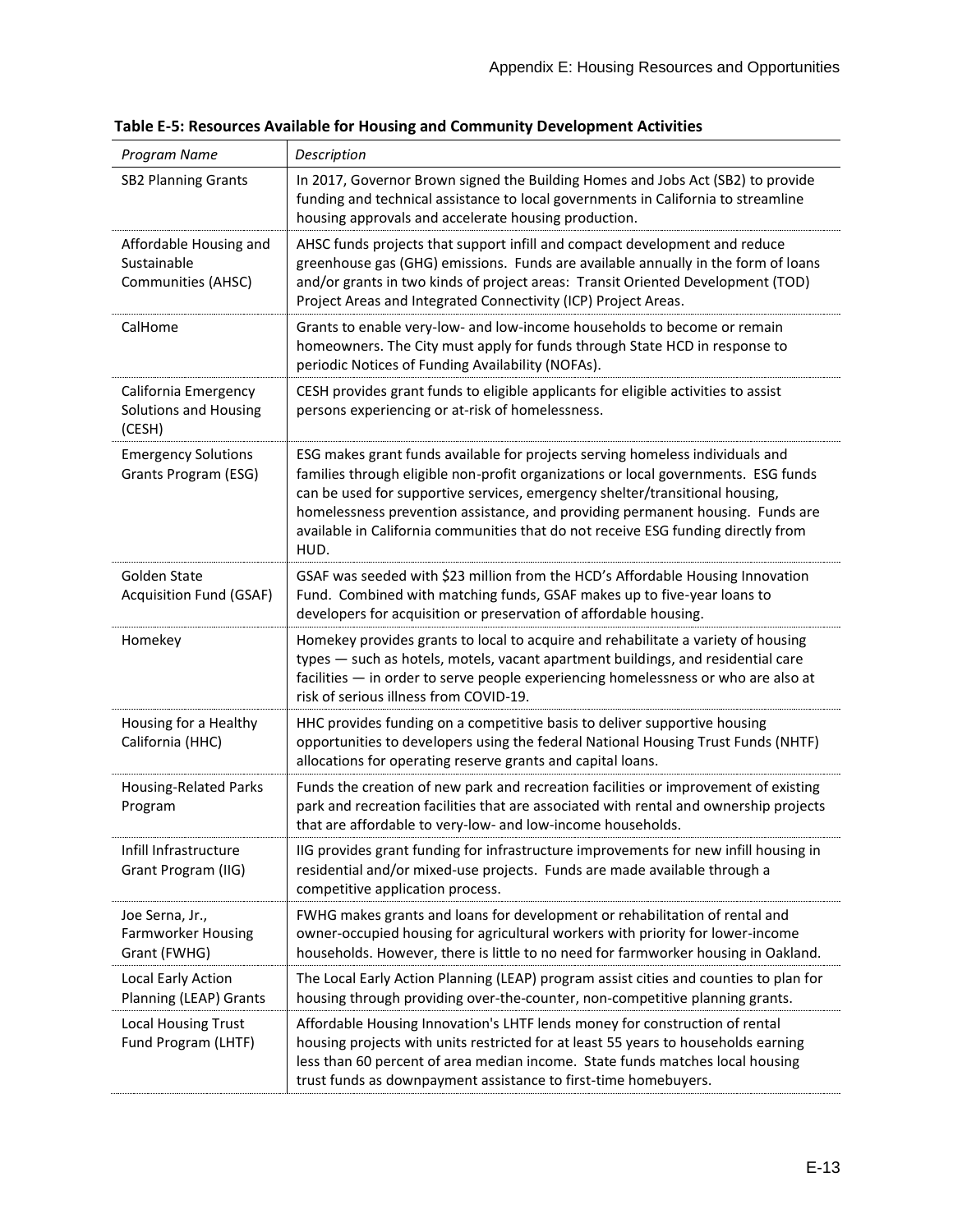**Table E-5: Resources Available for Housing and Community Development Activities**

| *Program Name* | *Description* |
|---|---|
| SB2 Planning Grants | In 2017, Governor Brown signed the Building Homes and Jobs Act (SB2) to provide funding and technical assistance to local governments in California to streamline housing approvals and accelerate housing production. |
| Affordable Housing and Sustainable Communities (AHSC) | AHSC funds projects that support infill and compact development and reduce greenhouse gas (GHG) emissions. Funds are available annually in the form of loans and/or grants in two kinds of project areas: Transit Oriented Development (TOD) Project Areas and Integrated Connectivity (ICP) Project Areas. |
| CalHome | Grants to enable very-low- and low-income households to become or remain homeowners. The City must apply for funds through State HCD in response to periodic Notices of Funding Availability (NOFAs). |
| California Emergency Solutions and Housing (CESH) | CESH provides grant funds to eligible applicants for eligible activities to assist persons experiencing or at-risk of homelessness. |
| Emergency Solutions Grants Program (ESG) | ESG makes grant funds available for projects serving homeless individuals and families through eligible non-profit organizations or local governments. ESG funds can be used for supportive services, emergency shelter/transitional housing, homelessness prevention assistance, and providing permanent housing. Funds are available in California communities that do not receive ESG funding directly from HUD. |
| Golden State Acquisition Fund (GSAF) | GSAF was seeded with $23 million from the HCD's Affordable Housing Innovation Fund. Combined with matching funds, GSAF makes up to five-year loans to developers for acquisition or preservation of affordable housing. |
| Homekey | Homekey provides grants to local to acquire and rehabilitate a variety of housing types — such as hotels, motels, vacant apartment buildings, and residential care facilities — in order to serve people experiencing homelessness or who are also at risk of serious illness from COVID-19. |
| Housing for a Healthy California (HHC) | HHC provides funding on a competitive basis to deliver supportive housing opportunities to developers using the federal National Housing Trust Funds (NHTF) allocations for operating reserve grants and capital loans. |
| Housing-Related Parks Program | Funds the creation of new park and recreation facilities or improvement of existing park and recreation facilities that are associated with rental and ownership projects that are affordable to very-low- and low-income households. |
| Infill Infrastructure Grant Program (IIG) | IIG provides grant funding for infrastructure improvements for new infill housing in residential and/or mixed-use projects. Funds are made available through a competitive application process. |
| Joe Serna, Jr., Farmworker Housing Grant (FWHG) | FWHG makes grants and loans for development or rehabilitation of rental and owner-occupied housing for agricultural workers with priority for lower-income households. However, there is little to no need for farmworker housing in Oakland. |
| Local Early Action Planning (LEAP) Grants | The Local Early Action Planning (LEAP) program assist cities and counties to plan for housing through providing over-the-counter, non-competitive planning grants. |
| Local Housing Trust Fund Program (LHTF) | Affordable Housing Innovation's LHTF lends money for construction of rental housing projects with units restricted for at least 55 years to households earning less than 60 percent of area median income. State funds matches local housing trust funds as downpayment assistance to first-time homebuyers. |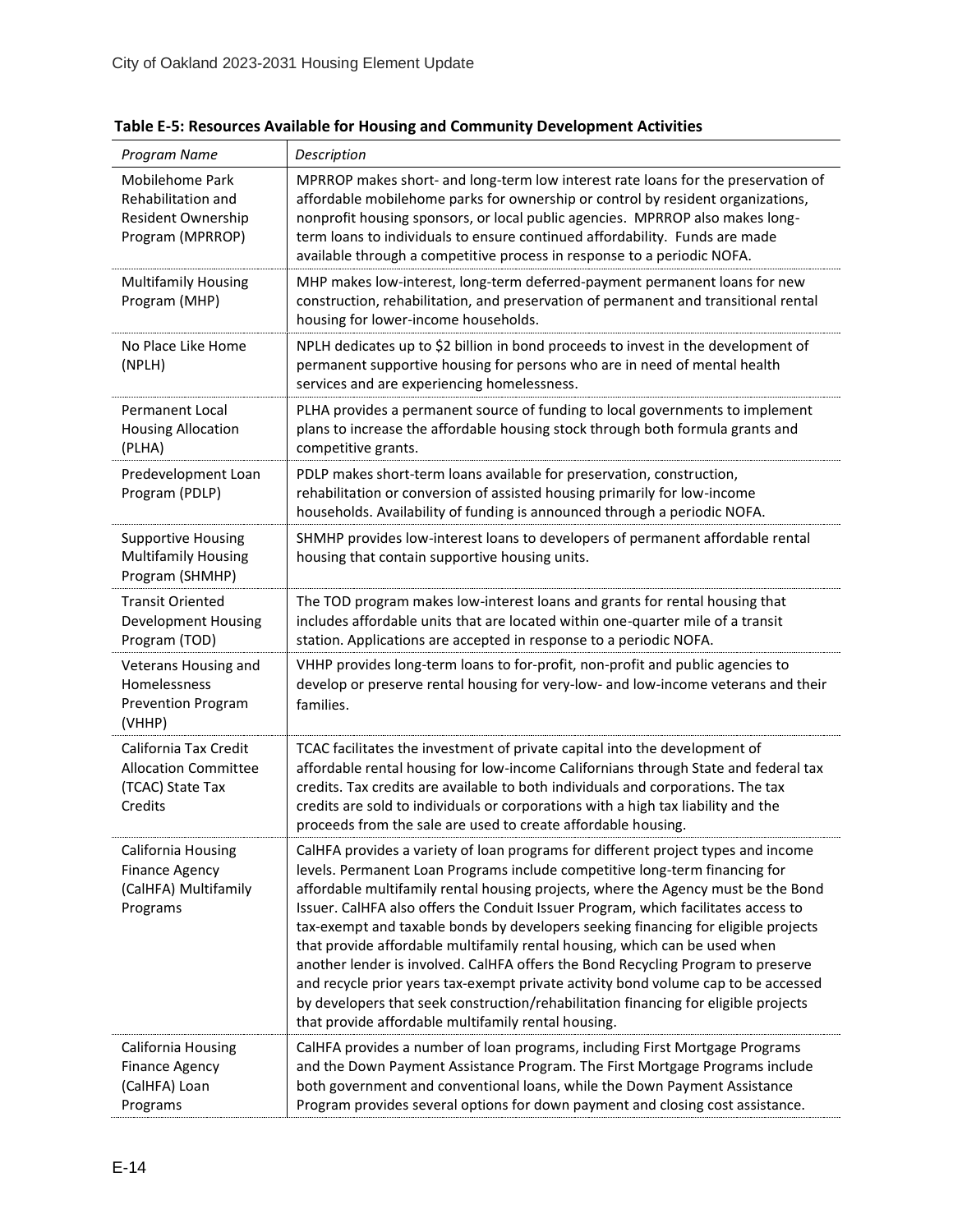**Table E-5: Resources Available for Housing and Community Development Activities**

| *Program Name* | *Description* |
|---|---|
| Mobilehome Park Rehabilitation and Resident Ownership Program (MPRROP) | MPRROP makes short- and long-term low interest rate loans for the preservation of affordable mobilehome parks for ownership or control by resident organizations, nonprofit housing sponsors, or local public agencies. MPRROP also makes long-term loans to individuals to ensure continued affordability. Funds are made available through a competitive process in response to a periodic NOFA. |
| Multifamily Housing Program (MHP) | MHP makes low-interest, long-term deferred-payment permanent loans for new construction, rehabilitation, and preservation of permanent and transitional rental housing for lower-income households. |
| No Place Like Home (NPLH) | NPLH dedicates up to $2 billion in bond proceeds to invest in the development of permanent supportive housing for persons who are in need of mental health services and are experiencing homelessness. |
| Permanent Local Housing Allocation (PLHA) | PLHA provides a permanent source of funding to local governments to implement plans to increase the affordable housing stock through both formula grants and competitive grants. |
| Predevelopment Loan Program (PDLP) | PDLP makes short-term loans available for preservation, construction, rehabilitation or conversion of assisted housing primarily for low-income households. Availability of funding is announced through a periodic NOFA. |
| Supportive Housing Multifamily Housing Program (SHMHP) | SHMHP provides low-interest loans to developers of permanent affordable rental housing that contain supportive housing units. |
| Transit Oriented Development Housing Program (TOD) | The TOD program makes low-interest loans and grants for rental housing that includes affordable units that are located within one-quarter mile of a transit station. Applications are accepted in response to a periodic NOFA. |
| Veterans Housing and Homelessness Prevention Program (VHHP) | VHHP provides long-term loans to for-profit, non-profit and public agencies to develop or preserve rental housing for very-low- and low-income veterans and their families. |
| California Tax Credit Allocation Committee (TCAC) State Tax Credits | TCAC facilitates the investment of private capital into the development of affordable rental housing for low-income Californians through State and federal tax credits. Tax credits are available to both individuals and corporations. The tax credits are sold to individuals or corporations with a high tax liability and the proceeds from the sale are used to create affordable housing. |
| California Housing Finance Agency (CalHFA) Multifamily Programs | CalHFA provides a variety of loan programs for different project types and income levels. Permanent Loan Programs include competitive long-term financing for affordable multifamily rental housing projects, where the Agency must be the Bond Issuer. CalHFA also offers the Conduit Issuer Program, which facilitates access to tax-exempt and taxable bonds by developers seeking financing for eligible projects that provide affordable multifamily rental housing, which can be used when another lender is involved. CalHFA offers the Bond Recycling Program to preserve and recycle prior years tax-exempt private activity bond volume cap to be accessed by developers that seek construction/rehabilitation financing for eligible projects that provide affordable multifamily rental housing. |
| California Housing Finance Agency (CalHFA) Loan Programs | CalHFA provides a number of loan programs, including First Mortgage Programs and the Down Payment Assistance Program. The First Mortgage Programs include both government and conventional loans, while the Down Payment Assistance Program provides several options for down payment and closing cost assistance. |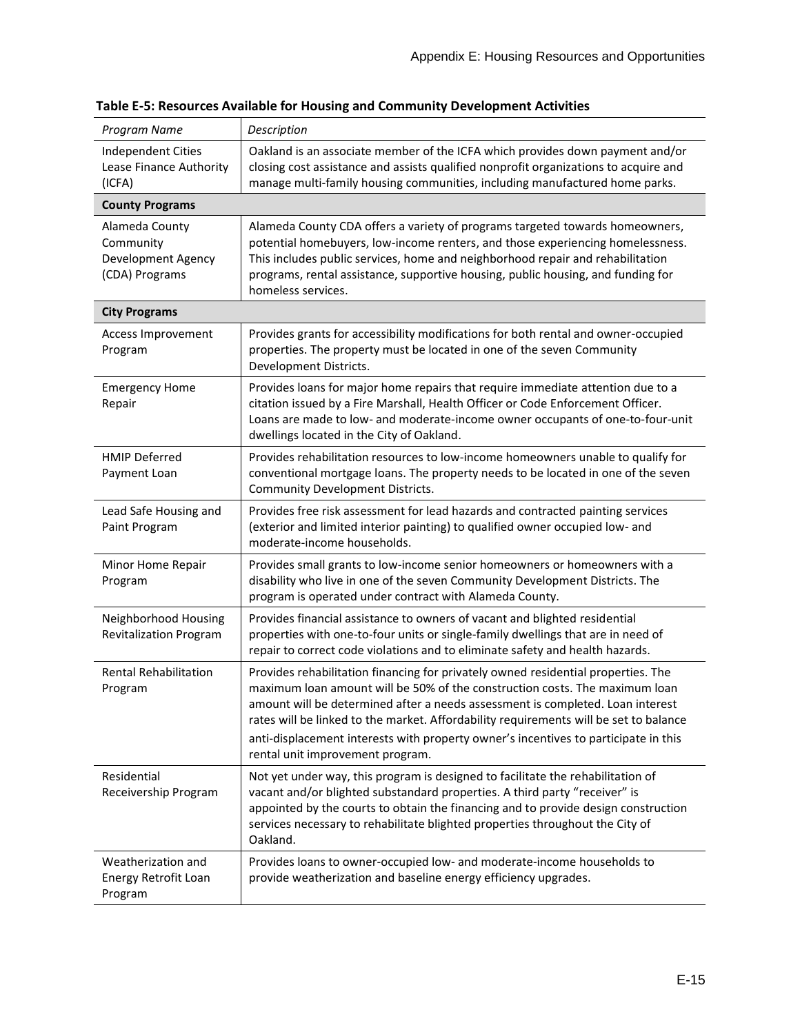**Table E-5: Resources Available for Housing and Community Development Activities**

| *Program Name* | *Description* |
|---|---|
| Independent Cities Lease Finance Authority (ICFA) | Oakland is an associate member of the ICFA which provides down payment and/or closing cost assistance and assists qualified nonprofit organizations to acquire and manage multi-family housing communities, including manufactured home parks. |
| **County Programs** | |
| Alameda County Community Development Agency (CDA) Programs | Alameda County CDA offers a variety of programs targeted towards homeowners, potential homebuyers, low-income renters, and those experiencing homelessness. This includes public services, home and neighborhood repair and rehabilitation programs, rental assistance, supportive housing, public housing, and funding for homeless services. |
| **City Programs** | |
| Access Improvement Program | Provides grants for accessibility modifications for both rental and owner-occupied properties. The property must be located in one of the seven Community Development Districts. |
| Emergency Home Repair | Provides loans for major home repairs that require immediate attention due to a citation issued by a Fire Marshall, Health Officer or Code Enforcement Officer. Loans are made to low- and moderate-income owner occupants of one-to-four-unit dwellings located in the City of Oakland. |
| HMIP Deferred Payment Loan | Provides rehabilitation resources to low-income homeowners unable to qualify for conventional mortgage loans. The property needs to be located in one of the seven Community Development Districts. |
| Lead Safe Housing and Paint Program | Provides free risk assessment for lead hazards and contracted painting services (exterior and limited interior painting) to qualified owner occupied low- and moderate-income households. |
| Minor Home Repair Program | Provides small grants to low-income senior homeowners or homeowners with a disability who live in one of the seven Community Development Districts. The program is operated under contract with Alameda County. |
| Neighborhood Housing Revitalization Program | Provides financial assistance to owners of vacant and blighted residential properties with one-to-four units or single-family dwellings that are in need of repair to correct code violations and to eliminate safety and health hazards. |
| Rental Rehabilitation Program | Provides rehabilitation financing for privately owned residential properties. The maximum loan amount will be 50% of the construction costs. The maximum loan amount will be determined after a needs assessment is completed. Loan interest rates will be linked to the market. Affordability requirements will be set to balance anti-displacement interests with property owner's incentives to participate in this rental unit improvement program. |
| Residential Receivership Program | Not yet under way, this program is designed to facilitate the rehabilitation of vacant and/or blighted substandard properties. A third party "receiver" is appointed by the courts to obtain the financing and to provide design construction services necessary to rehabilitate blighted properties throughout the City of Oakland. |
| Weatherization and Energy Retrofit Loan Program | Provides loans to owner-occupied low- and moderate-income households to provide weatherization and baseline energy efficiency upgrades. |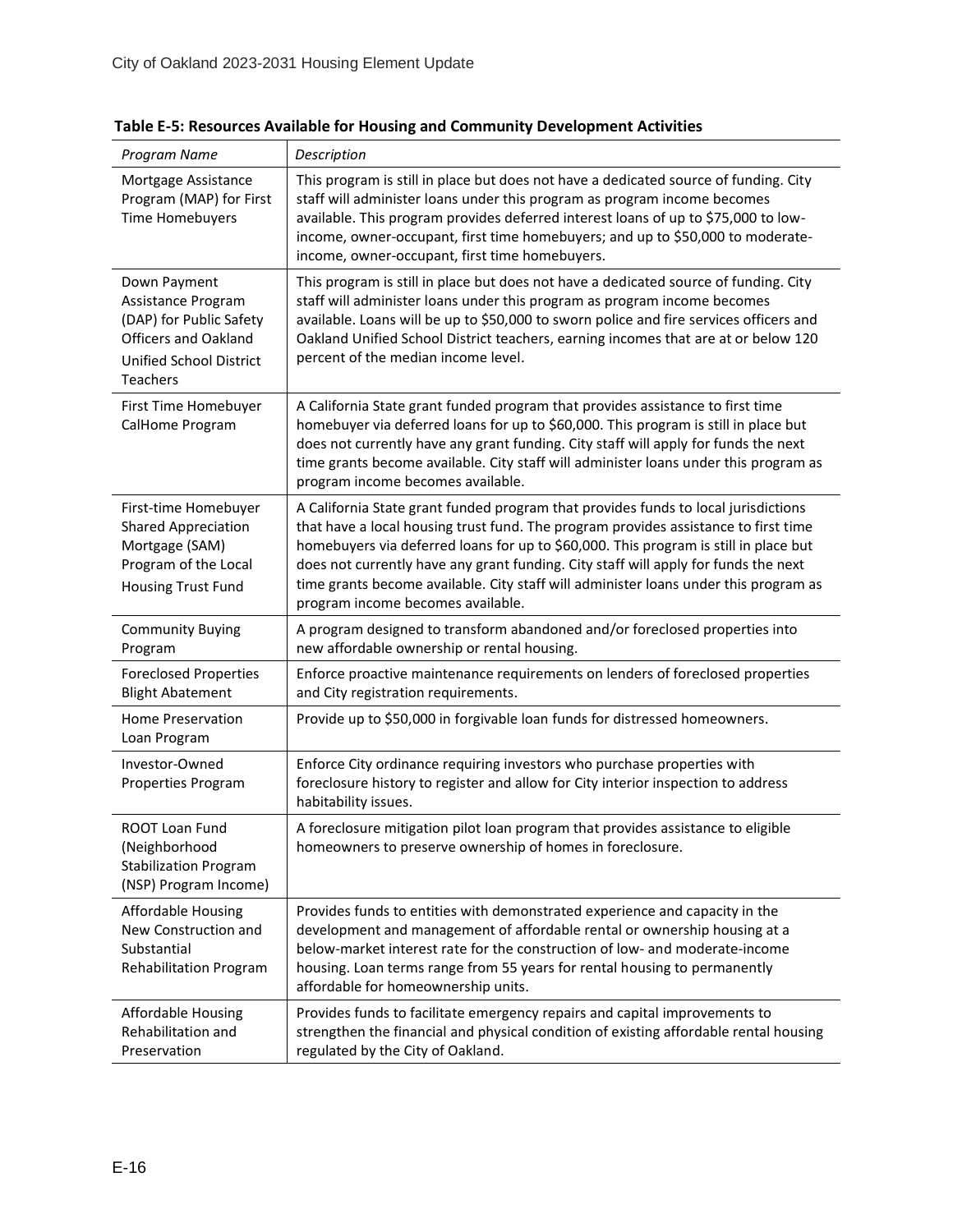**Table E-5: Resources Available for Housing and Community Development Activities**

| *Program Name* | *Description* |
|---|---|
| Mortgage Assistance Program (MAP) for First Time Homebuyers | This program is still in place but does not have a dedicated source of funding. City staff will administer loans under this program as program income becomes available. This program provides deferred interest loans of up to $75,000 to low-income, owner-occupant, first time homebuyers; and up to $50,000 to moderate-income, owner-occupant, first time homebuyers. |
| Down Payment Assistance Program (DAP) for Public Safety Officers and Oakland Unified School District Teachers | This program is still in place but does not have a dedicated source of funding. City staff will administer loans under this program as program income becomes available. Loans will be up to $50,000 to sworn police and fire services officers and Oakland Unified School District teachers, earning incomes that are at or below 120 percent of the median income level. |
| First Time Homebuyer CalHome Program | A California State grant funded program that provides assistance to first time homebuyer via deferred loans for up to $60,000. This program is still in place but does not currently have any grant funding. City staff will apply for funds the next time grants become available. City staff will administer loans under this program as program income becomes available. |
| First-time Homebuyer Shared Appreciation Mortgage (SAM) Program of the Local Housing Trust Fund | A California State grant funded program that provides funds to local jurisdictions that have a local housing trust fund. The program provides assistance to first time homebuyers via deferred loans for up to $60,000. This program is still in place but does not currently have any grant funding. City staff will apply for funds the next time grants become available. City staff will administer loans under this program as program income becomes available. |
| Community Buying Program | A program designed to transform abandoned and/or foreclosed properties into new affordable ownership or rental housing. |
| Foreclosed Properties Blight Abatement | Enforce proactive maintenance requirements on lenders of foreclosed properties and City registration requirements. |
| Home Preservation Loan Program | Provide up to $50,000 in forgivable loan funds for distressed homeowners. |
| Investor-Owned Properties Program | Enforce City ordinance requiring investors who purchase properties with foreclosure history to register and allow for City interior inspection to address habitability issues. |
| ROOT Loan Fund (Neighborhood Stabilization Program (NSP) Program Income) | A foreclosure mitigation pilot loan program that provides assistance to eligible homeowners to preserve ownership of homes in foreclosure. |
| Affordable Housing New Construction and Substantial Rehabilitation Program | Provides funds to entities with demonstrated experience and capacity in the development and management of affordable rental or ownership housing at a below-market interest rate for the construction of low- and moderate-income housing. Loan terms range from 55 years for rental housing to permanently affordable for homeownership units. |
| Affordable Housing Rehabilitation and Preservation | Provides funds to facilitate emergency repairs and capital improvements to strengthen the financial and physical condition of existing affordable rental housing regulated by the City of Oakland. |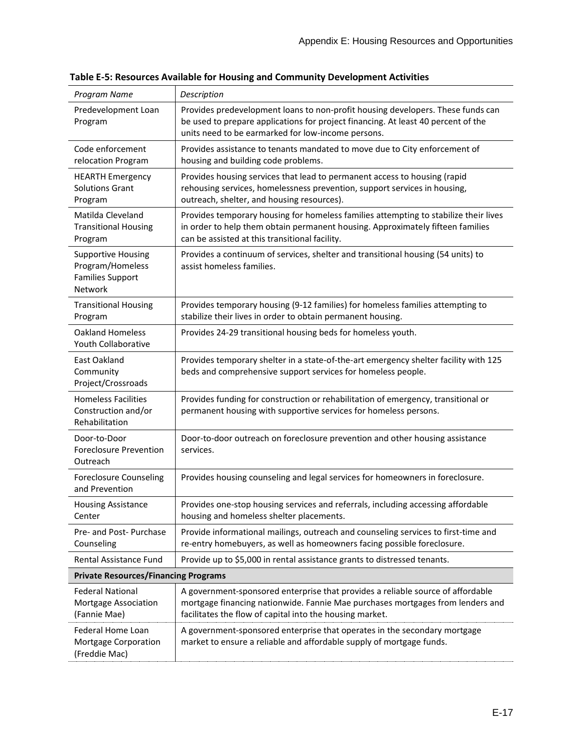**Table E-5: Resources Available for Housing and Community Development Activities**

| *Program Name* | *Description* |
|---|---|
| Predevelopment Loan Program | Provides predevelopment loans to non-profit housing developers. These funds can be used to prepare applications for project financing. At least 40 percent of the units need to be earmarked for low-income persons. |
| Code enforcement relocation Program | Provides assistance to tenants mandated to move due to City enforcement of housing and building code problems. |
| HEARTH Emergency Solutions Grant Program | Provides housing services that lead to permanent access to housing (rapid rehousing services, homelessness prevention, support services in housing, outreach, shelter, and housing resources). |
| Matilda Cleveland Transitional Housing Program | Provides temporary housing for homeless families attempting to stabilize their lives in order to help them obtain permanent housing. Approximately fifteen families can be assisted at this transitional facility. |
| Supportive Housing Program/Homeless Families Support Network | Provides a continuum of services, shelter and transitional housing (54 units) to assist homeless families. |
| Transitional Housing Program | Provides temporary housing (9-12 families) for homeless families attempting to stabilize their lives in order to obtain permanent housing. |
| Oakland Homeless Youth Collaborative | Provides 24-29 transitional housing beds for homeless youth. |
| East Oakland Community Project/Crossroads | Provides temporary shelter in a state-of-the-art emergency shelter facility with 125 beds and comprehensive support services for homeless people. |
| Homeless Facilities Construction and/or Rehabilitation | Provides funding for construction or rehabilitation of emergency, transitional or permanent housing with supportive services for homeless persons. |
| Door-to-Door Foreclosure Prevention Outreach | Door-to-door outreach on foreclosure prevention and other housing assistance services. |
| Foreclosure Counseling and Prevention | Provides housing counseling and legal services for homeowners in foreclosure. |
| Housing Assistance Center | Provides one-stop housing services and referrals, including accessing affordable housing and homeless shelter placements. |
| Pre- and Post- Purchase Counseling | Provide informational mailings, outreach and counseling services to first-time and re-entry homebuyers, as well as homeowners facing possible foreclosure. |
| Rental Assistance Fund | Provide up to $5,000 in rental assistance grants to distressed tenants. |
| **Private Resources/Financing Programs** | |
| Federal National Mortgage Association (Fannie Mae) | A government-sponsored enterprise that provides a reliable source of affordable mortgage financing nationwide. Fannie Mae purchases mortgages from lenders and facilitates the flow of capital into the housing market. |
| Federal Home Loan Mortgage Corporation (Freddie Mac) | A government-sponsored enterprise that operates in the secondary mortgage market to ensure a reliable and affordable supply of mortgage funds. |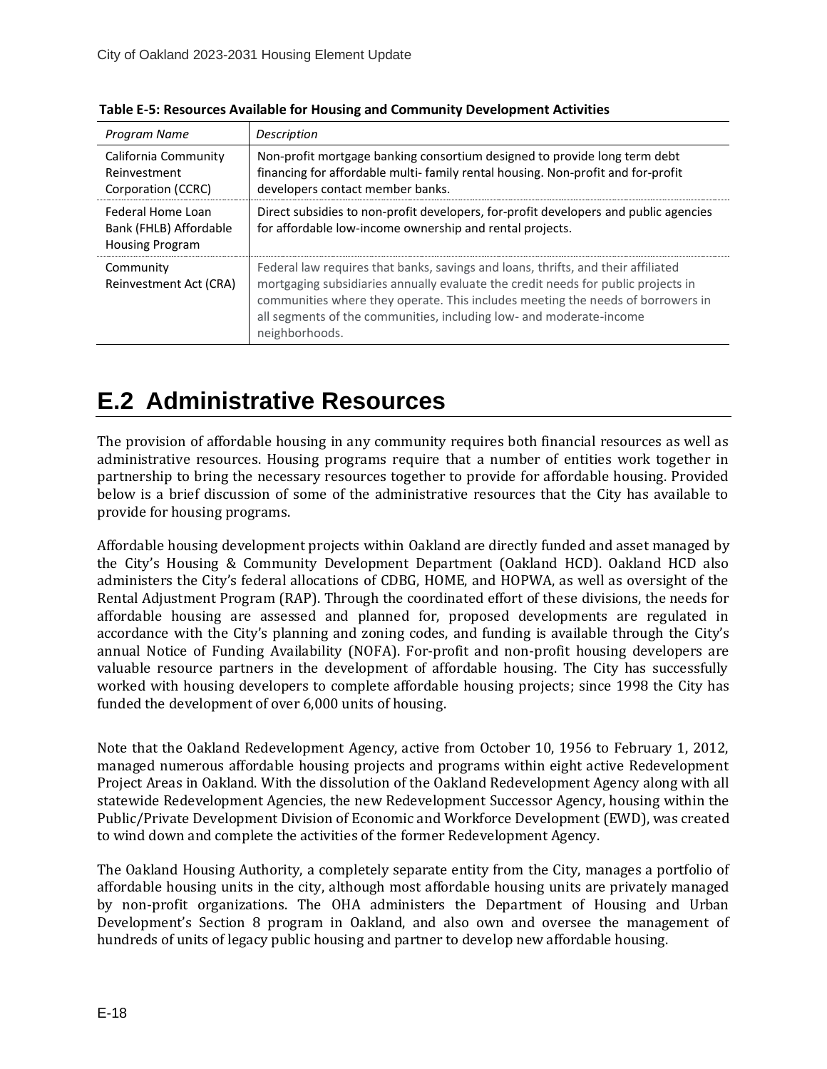**Table E-5: Resources Available for Housing and Community Development Activities**

| *Program Name* | *Description* |
|---|---|
| California Community Reinvestment Corporation (CCRC) | Non-profit mortgage banking consortium designed to provide long term debt financing for affordable multi- family rental housing. Non-profit and for-profit developers contact member banks. |
| Federal Home Loan Bank (FHLB) Affordable Housing Program | Direct subsidies to non-profit developers, for-profit developers and public agencies for affordable low-income ownership and rental projects. |
| Community Reinvestment Act (CRA) | Federal law requires that banks, savings and loans, thrifts, and their affiliated mortgaging subsidiaries annually evaluate the credit needs for public projects in communities where they operate. This includes meeting the needs of borrowers in all segments of the communities, including low- and moderate-income neighborhoods. |

# E.2 Administrative Resources

The provision of affordable housing in any community requires both financial resources as well as administrative resources. Housing programs require that a number of entities work together in partnership to bring the necessary resources together to provide for affordable housing. Provided below is a brief discussion of some of the administrative resources that the City has available to provide for housing programs.

Affordable housing development projects within Oakland are directly funded and asset managed by the City's Housing & Community Development Department (Oakland HCD). Oakland HCD also administers the City's federal allocations of CDBG, HOME, and HOPWA, as well as oversight of the Rental Adjustment Program (RAP). Through the coordinated effort of these divisions, the needs for affordable housing are assessed and planned for, proposed developments are regulated in accordance with the City's planning and zoning codes, and funding is available through the City's annual Notice of Funding Availability (NOFA). For-profit and non-profit housing developers are valuable resource partners in the development of affordable housing. The City has successfully worked with housing developers to complete affordable housing projects; since 1998 the City has funded the development of over 6,000 units of housing.

Note that the Oakland Redevelopment Agency, active from October 10, 1956 to February 1, 2012, managed numerous affordable housing projects and programs within eight active Redevelopment Project Areas in Oakland. With the dissolution of the Oakland Redevelopment Agency along with all statewide Redevelopment Agencies, the new Redevelopment Successor Agency, housing within the Public/Private Development Division of Economic and Workforce Development (EWD), was created to wind down and complete the activities of the former Redevelopment Agency.

The Oakland Housing Authority, a completely separate entity from the City, manages a portfolio of affordable housing units in the city, although most affordable housing units are privately managed by non-profit organizations. The OHA administers the Department of Housing and Urban Development's Section 8 program in Oakland, and also own and oversee the management of hundreds of units of legacy public housing and partner to develop new affordable housing.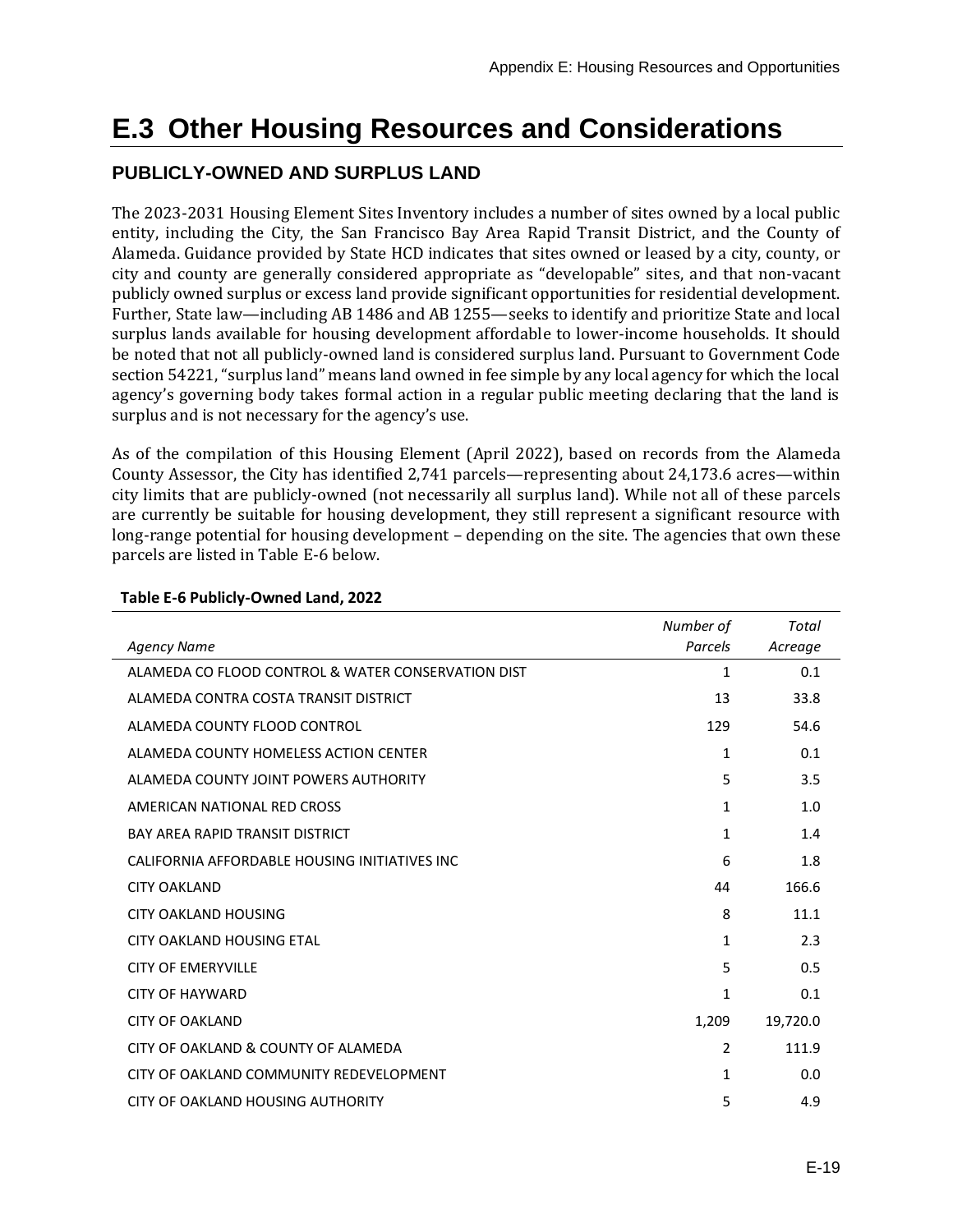# E.3 Other Housing Resources and Considerations

## PUBLICLY-OWNED AND SURPLUS LAND

The 2023-2031 Housing Element Sites Inventory includes a number of sites owned by a local public entity, including the City, the San Francisco Bay Area Rapid Transit District, and the County of Alameda. Guidance provided by State HCD indicates that sites owned or leased by a city, county, or city and county are generally considered appropriate as "developable" sites, and that non-vacant publicly owned surplus or excess land provide significant opportunities for residential development. Further, State law—including AB 1486 and AB 1255—seeks to identify and prioritize State and local surplus lands available for housing development affordable to lower-income households. It should be noted that not all publicly-owned land is considered surplus land. Pursuant to Government Code section 54221, "surplus land" means land owned in fee simple by any local agency for which the local agency's governing body takes formal action in a regular public meeting declaring that the land is surplus and is not necessary for the agency's use.

As of the compilation of this Housing Element (April 2022), based on records from the Alameda County Assessor, the City has identified 2,741 parcels—representing about 24,173.6 acres—within city limits that are publicly-owned (not necessarily all surplus land). While not all of these parcels are currently be suitable for housing development, they still represent a significant resource with long-range potential for housing development – depending on the site. The agencies that own these parcels are listed in Table E-6 below.

**Table E-6 Publicly-Owned Land, 2022**

| *Agency Name* | *Number of Parcels* | *Total Acreage* |
|---|---:|---:|
| ALAMEDA CO FLOOD CONTROL & WATER CONSERVATION DIST | 1 | 0.1 |
| ALAMEDA CONTRA COSTA TRANSIT DISTRICT | 13 | 33.8 |
| ALAMEDA COUNTY FLOOD CONTROL | 129 | 54.6 |
| ALAMEDA COUNTY HOMELESS ACTION CENTER | 1 | 0.1 |
| ALAMEDA COUNTY JOINT POWERS AUTHORITY | 5 | 3.5 |
| AMERICAN NATIONAL RED CROSS | 1 | 1.0 |
| BAY AREA RAPID TRANSIT DISTRICT | 1 | 1.4 |
| CALIFORNIA AFFORDABLE HOUSING INITIATIVES INC | 6 | 1.8 |
| CITY OAKLAND | 44 | 166.6 |
| CITY OAKLAND HOUSING | 8 | 11.1 |
| CITY OAKLAND HOUSING ETAL | 1 | 2.3 |
| CITY OF EMERYVILLE | 5 | 0.5 |
| CITY OF HAYWARD | 1 | 0.1 |
| CITY OF OAKLAND | 1,209 | 19,720.0 |
| CITY OF OAKLAND & COUNTY OF ALAMEDA | 2 | 111.9 |
| CITY OF OAKLAND COMMUNITY REDEVELOPMENT | 1 | 0.0 |
| CITY OF OAKLAND HOUSING AUTHORITY | 5 | 4.9 |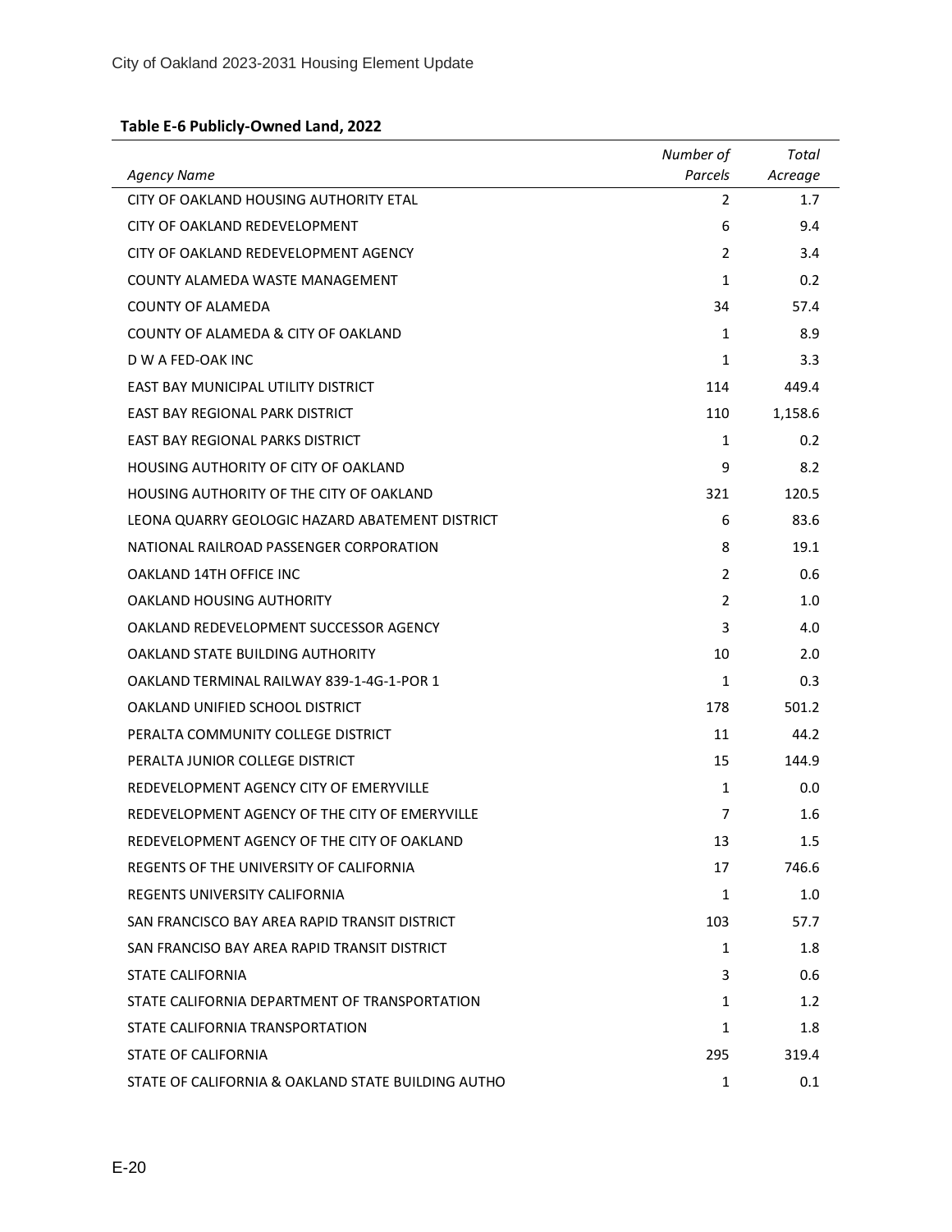**Table E-6 Publicly-Owned Land, 2022**

| *Agency Name* | *Number of Parcels* | *Total Acreage* |
|---|---|---|
| CITY OF OAKLAND HOUSING AUTHORITY ETAL | 2 | 1.7 |
| CITY OF OAKLAND REDEVELOPMENT | 6 | 9.4 |
| CITY OF OAKLAND REDEVELOPMENT AGENCY | 2 | 3.4 |
| COUNTY ALAMEDA WASTE MANAGEMENT | 1 | 0.2 |
| COUNTY OF ALAMEDA | 34 | 57.4 |
| COUNTY OF ALAMEDA & CITY OF OAKLAND | 1 | 8.9 |
| D W A FED-OAK INC | 1 | 3.3 |
| EAST BAY MUNICIPAL UTILITY DISTRICT | 114 | 449.4 |
| EAST BAY REGIONAL PARK DISTRICT | 110 | 1,158.6 |
| EAST BAY REGIONAL PARKS DISTRICT | 1 | 0.2 |
| HOUSING AUTHORITY OF CITY OF OAKLAND | 9 | 8.2 |
| HOUSING AUTHORITY OF THE CITY OF OAKLAND | 321 | 120.5 |
| LEONA QUARRY GEOLOGIC HAZARD ABATEMENT DISTRICT | 6 | 83.6 |
| NATIONAL RAILROAD PASSENGER CORPORATION | 8 | 19.1 |
| OAKLAND 14TH OFFICE INC | 2 | 0.6 |
| OAKLAND HOUSING AUTHORITY | 2 | 1.0 |
| OAKLAND REDEVELOPMENT SUCCESSOR AGENCY | 3 | 4.0 |
| OAKLAND STATE BUILDING AUTHORITY | 10 | 2.0 |
| OAKLAND TERMINAL RAILWAY 839-1-4G-1-POR 1 | 1 | 0.3 |
| OAKLAND UNIFIED SCHOOL DISTRICT | 178 | 501.2 |
| PERALTA COMMUNITY COLLEGE DISTRICT | 11 | 44.2 |
| PERALTA JUNIOR COLLEGE DISTRICT | 15 | 144.9 |
| REDEVELOPMENT AGENCY CITY OF EMERYVILLE | 1 | 0.0 |
| REDEVELOPMENT AGENCY OF THE CITY OF EMERYVILLE | 7 | 1.6 |
| REDEVELOPMENT AGENCY OF THE CITY OF OAKLAND | 13 | 1.5 |
| REGENTS OF THE UNIVERSITY OF CALIFORNIA | 17 | 746.6 |
| REGENTS UNIVERSITY CALIFORNIA | 1 | 1.0 |
| SAN FRANCISCO BAY AREA RAPID TRANSIT DISTRICT | 103 | 57.7 |
| SAN FRANCISO BAY AREA RAPID TRANSIT DISTRICT | 1 | 1.8 |
| STATE CALIFORNIA | 3 | 0.6 |
| STATE CALIFORNIA DEPARTMENT OF TRANSPORTATION | 1 | 1.2 |
| STATE CALIFORNIA TRANSPORTATION | 1 | 1.8 |
| STATE OF CALIFORNIA | 295 | 319.4 |
| STATE OF CALIFORNIA & OAKLAND STATE BUILDING AUTHO | 1 | 0.1 |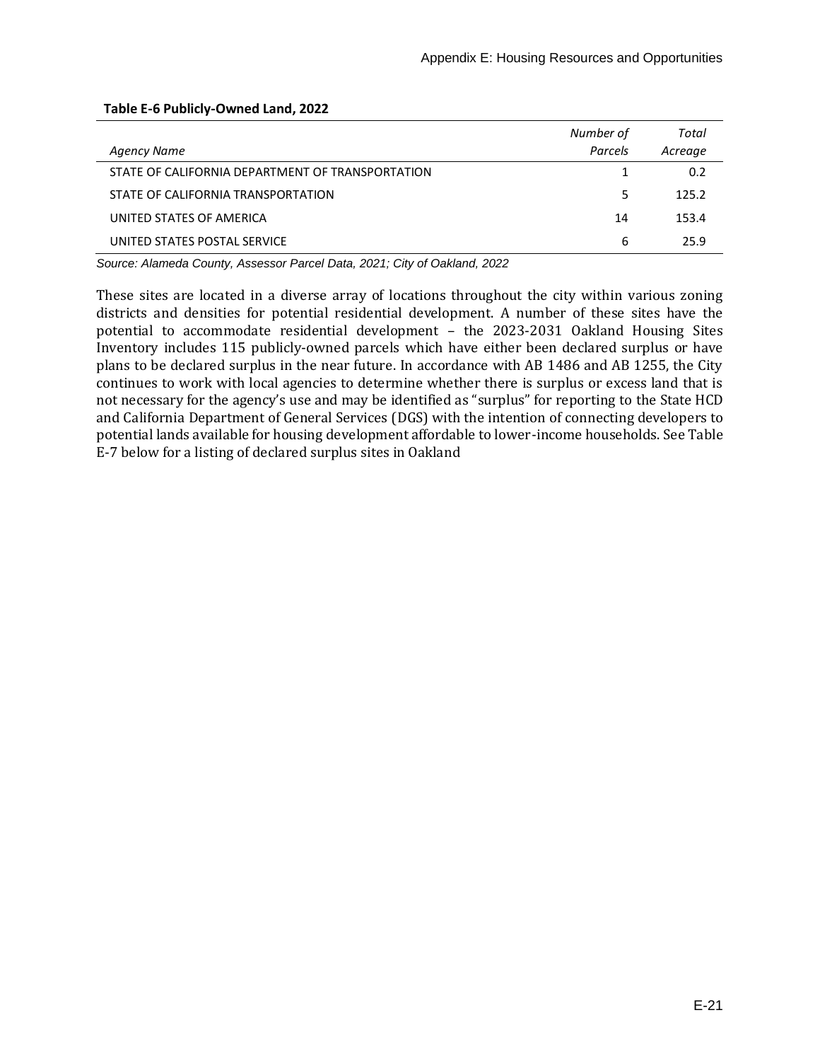**Table E-6 Publicly-Owned Land, 2022**

| *Agency Name* | *Number of Parcels* | *Total Acreage* |
|---|---|---|
| STATE OF CALIFORNIA DEPARTMENT OF TRANSPORTATION | 1 | 0.2 |
| STATE OF CALIFORNIA TRANSPORTATION | 5 | 125.2 |
| UNITED STATES OF AMERICA | 14 | 153.4 |
| UNITED STATES POSTAL SERVICE | 6 | 25.9 |

*Source: Alameda County, Assessor Parcel Data, 2021; City of Oakland, 2022*

These sites are located in a diverse array of locations throughout the city within various zoning districts and densities for potential residential development. A number of these sites have the potential to accommodate residential development – the 2023-2031 Oakland Housing Sites Inventory includes 115 publicly-owned parcels which have either been declared surplus or have plans to be declared surplus in the near future. In accordance with AB 1486 and AB 1255, the City continues to work with local agencies to determine whether there is surplus or excess land that is not necessary for the agency's use and may be identified as "surplus" for reporting to the State HCD and California Department of General Services (DGS) with the intention of connecting developers to potential lands available for housing development affordable to lower-income households. See Table E-7 below for a listing of declared surplus sites in Oakland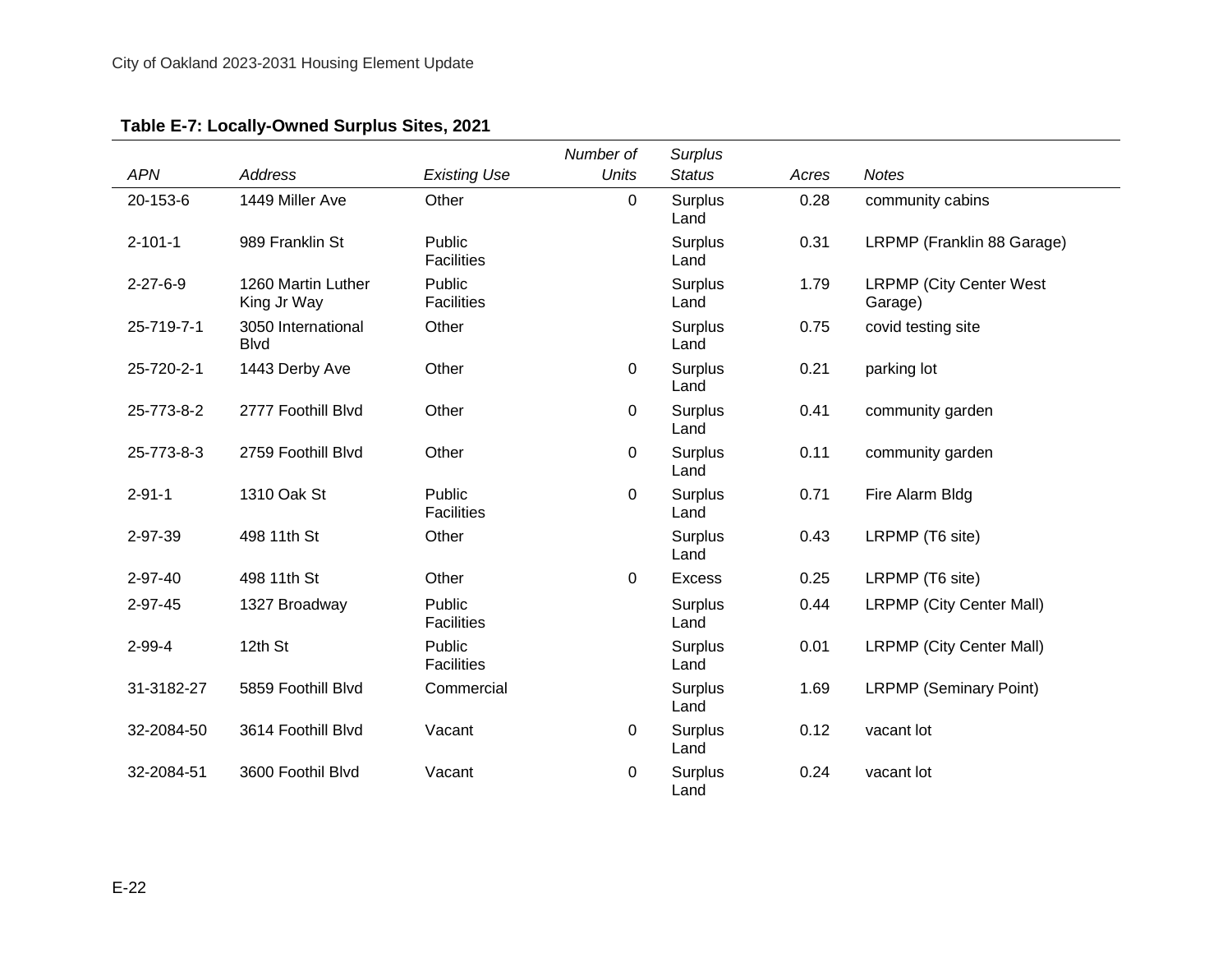**Table E-7: Locally-Owned Surplus Sites, 2021**

| *APN* | *Address* | *Existing Use* | *Number of Units* | *Surplus Status* | *Acres* | *Notes* |
|---|---|---|---|---|---|---|
| 20-153-6 | 1449 Miller Ave | Other | 0 | Surplus Land | 0.28 | community cabins |
| 2-101-1 | 989 Franklin St | Public Facilities | | Surplus Land | 0.31 | LRPMP (Franklin 88 Garage) |
| 2-27-6-9 | 1260 Martin Luther King Jr Way | Public Facilities | | Surplus Land | 1.79 | LRPMP (City Center West Garage) |
| 25-719-7-1 | 3050 International Blvd | Other | | Surplus Land | 0.75 | covid testing site |
| 25-720-2-1 | 1443 Derby Ave | Other | 0 | Surplus Land | 0.21 | parking lot |
| 25-773-8-2 | 2777 Foothill Blvd | Other | 0 | Surplus Land | 0.41 | community garden |
| 25-773-8-3 | 2759 Foothill Blvd | Other | 0 | Surplus Land | 0.11 | community garden |
| 2-91-1 | 1310 Oak St | Public Facilities | 0 | Surplus Land | 0.71 | Fire Alarm Bldg |
| 2-97-39 | 498 11th St | Other | | Surplus Land | 0.43 | LRPMP (T6 site) |
| 2-97-40 | 498 11th St | Other | 0 | Excess | 0.25 | LRPMP (T6 site) |
| 2-97-45 | 1327 Broadway | Public Facilities | | Surplus Land | 0.44 | LRPMP (City Center Mall) |
| 2-99-4 | 12th St | Public Facilities | | Surplus Land | 0.01 | LRPMP (City Center Mall) |
| 31-3182-27 | 5859 Foothill Blvd | Commercial | | Surplus Land | 1.69 | LRPMP (Seminary Point) |
| 32-2084-50 | 3614 Foothill Blvd | Vacant | 0 | Surplus Land | 0.12 | vacant lot |
| 32-2084-51 | 3600 Foothil Blvd | Vacant | 0 | Surplus Land | 0.24 | vacant lot |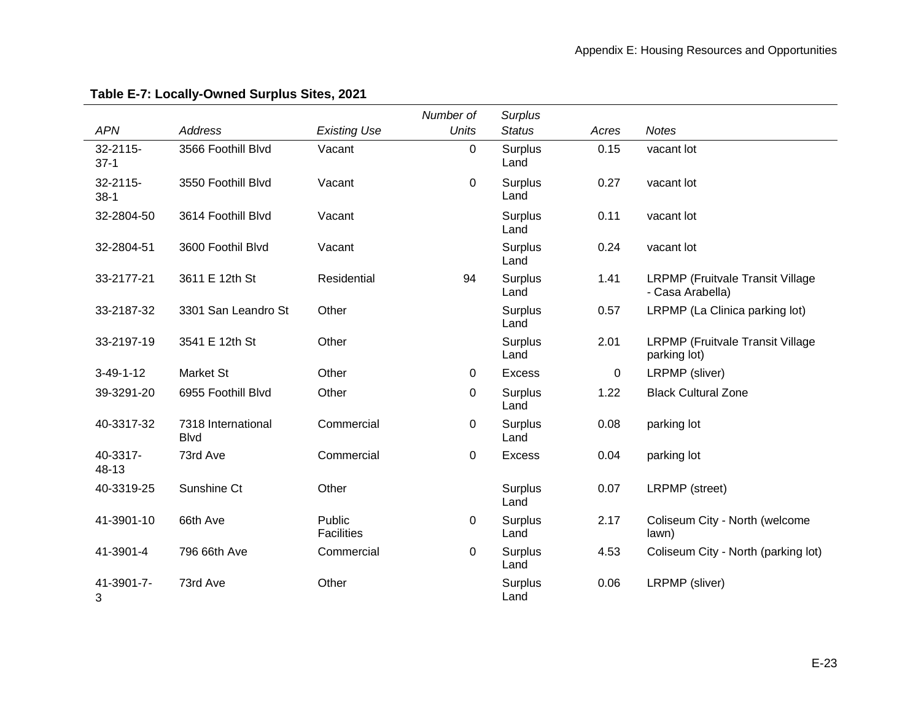**Table E-7: Locally-Owned Surplus Sites, 2021**

| *APN* | *Address* | *Existing Use* | *Number of Units* | *Surplus Status* | *Acres* | *Notes* |
|---|---|---|---|---|---|---|
| 32-2115-37-1 | 3566 Foothill Blvd | Vacant | 0 | Surplus Land | 0.15 | vacant lot |
| 32-2115-38-1 | 3550 Foothill Blvd | Vacant | 0 | Surplus Land | 0.27 | vacant lot |
| 32-2804-50 | 3614 Foothill Blvd | Vacant | | Surplus Land | 0.11 | vacant lot |
| 32-2804-51 | 3600 Foothil Blvd | Vacant | | Surplus Land | 0.24 | vacant lot |
| 33-2177-21 | 3611 E 12th St | Residential | 94 | Surplus Land | 1.41 | LRPMP (Fruitvale Transit Village - Casa Arabella) |
| 33-2187-32 | 3301 San Leandro St | Other | | Surplus Land | 0.57 | LRPMP (La Clinica parking lot) |
| 33-2197-19 | 3541 E 12th St | Other | | Surplus Land | 2.01 | LRPMP (Fruitvale Transit Village parking lot) |
| 3-49-1-12 | Market St | Other | 0 | Excess | 0 | LRPMP (sliver) |
| 39-3291-20 | 6955 Foothill Blvd | Other | 0 | Surplus Land | 1.22 | Black Cultural Zone |
| 40-3317-32 | 7318 International Blvd | Commercial | 0 | Surplus Land | 0.08 | parking lot |
| 40-3317-48-13 | 73rd Ave | Commercial | 0 | Excess | 0.04 | parking lot |
| 40-3319-25 | Sunshine Ct | Other | | Surplus Land | 0.07 | LRPMP (street) |
| 41-3901-10 | 66th Ave | Public Facilities | 0 | Surplus Land | 2.17 | Coliseum City - North (welcome lawn) |
| 41-3901-4 | 796 66th Ave | Commercial | 0 | Surplus Land | 4.53 | Coliseum City - North (parking lot) |
| 41-3901-7-3 | 73rd Ave | Other | | Surplus Land | 0.06 | LRPMP (sliver) |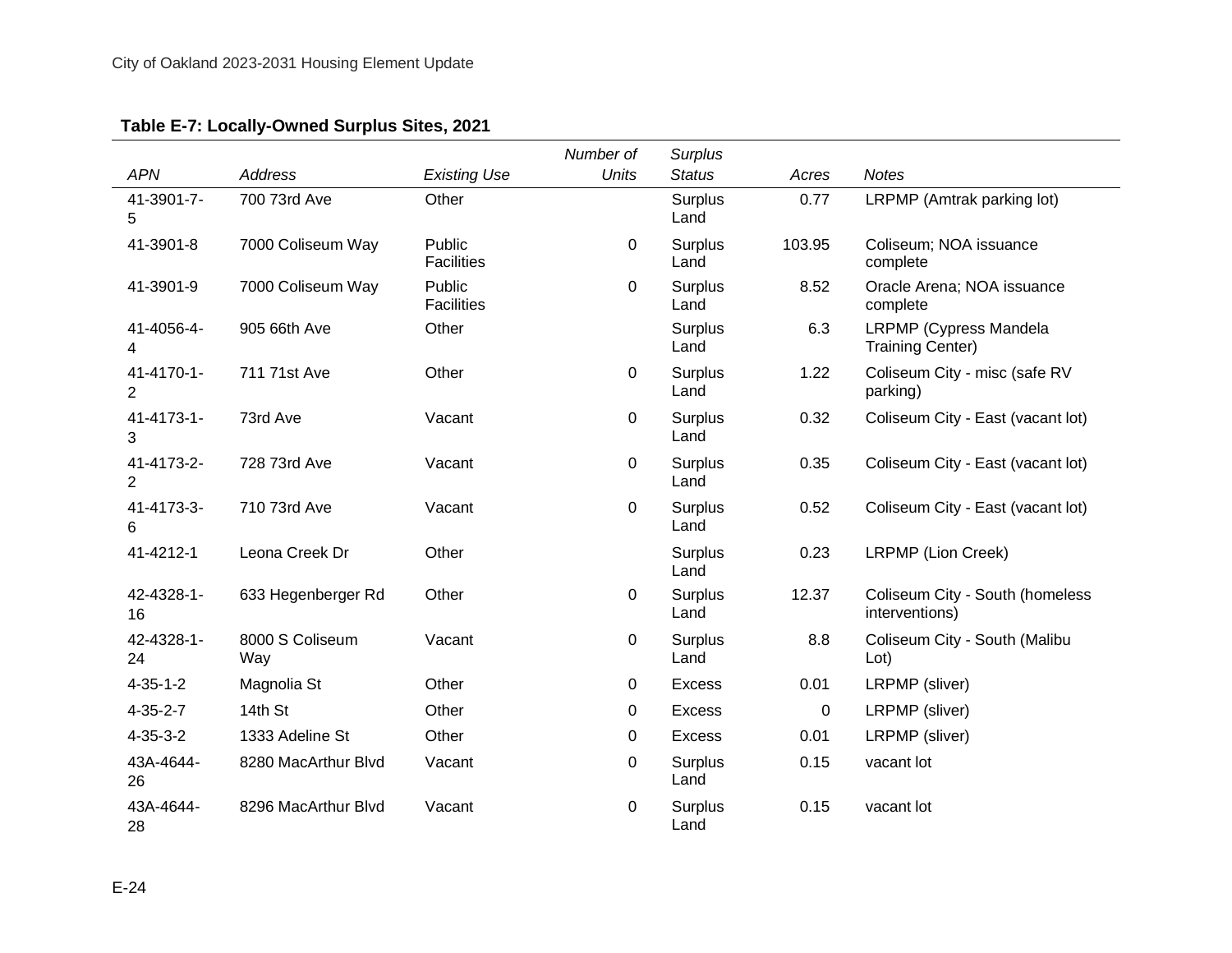**Table E-7: Locally-Owned Surplus Sites, 2021**

| *APN* | *Address* | *Existing Use* | *Number of Units* | *Surplus Status* | *Acres* | *Notes* |
|---|---|---|---|---|---|---|
| 41-3901-7-5 | 700 73rd Ave | Other | | Surplus Land | 0.77 | LRPMP (Amtrak parking lot) |
| 41-3901-8 | 7000 Coliseum Way | Public Facilities | 0 | Surplus Land | 103.95 | Coliseum; NOA issuance complete |
| 41-3901-9 | 7000 Coliseum Way | Public Facilities | 0 | Surplus Land | 8.52 | Oracle Arena; NOA issuance complete |
| 41-4056-4-4 | 905 66th Ave | Other | | Surplus Land | 6.3 | LRPMP (Cypress Mandela Training Center) |
| 41-4170-1-2 | 711 71st Ave | Other | 0 | Surplus Land | 1.22 | Coliseum City - misc (safe RV parking) |
| 41-4173-1-3 | 73rd Ave | Vacant | 0 | Surplus Land | 0.32 | Coliseum City - East (vacant lot) |
| 41-4173-2-2 | 728 73rd Ave | Vacant | 0 | Surplus Land | 0.35 | Coliseum City - East (vacant lot) |
| 41-4173-3-6 | 710 73rd Ave | Vacant | 0 | Surplus Land | 0.52 | Coliseum City - East (vacant lot) |
| 41-4212-1 | Leona Creek Dr | Other | | Surplus Land | 0.23 | LRPMP (Lion Creek) |
| 42-4328-1-16 | 633 Hegenberger Rd | Other | 0 | Surplus Land | 12.37 | Coliseum City - South (homeless interventions) |
| 42-4328-1-24 | 8000 S Coliseum Way | Vacant | 0 | Surplus Land | 8.8 | Coliseum City - South (Malibu Lot) |
| 4-35-1-2 | Magnolia St | Other | 0 | Excess | 0.01 | LRPMP (sliver) |
| 4-35-2-7 | 14th St | Other | 0 | Excess | 0 | LRPMP (sliver) |
| 4-35-3-2 | 1333 Adeline St | Other | 0 | Excess | 0.01 | LRPMP (sliver) |
| 43A-4644-26 | 8280 MacArthur Blvd | Vacant | 0 | Surplus Land | 0.15 | vacant lot |
| 43A-4644-28 | 8296 MacArthur Blvd | Vacant | 0 | Surplus Land | 0.15 | vacant lot |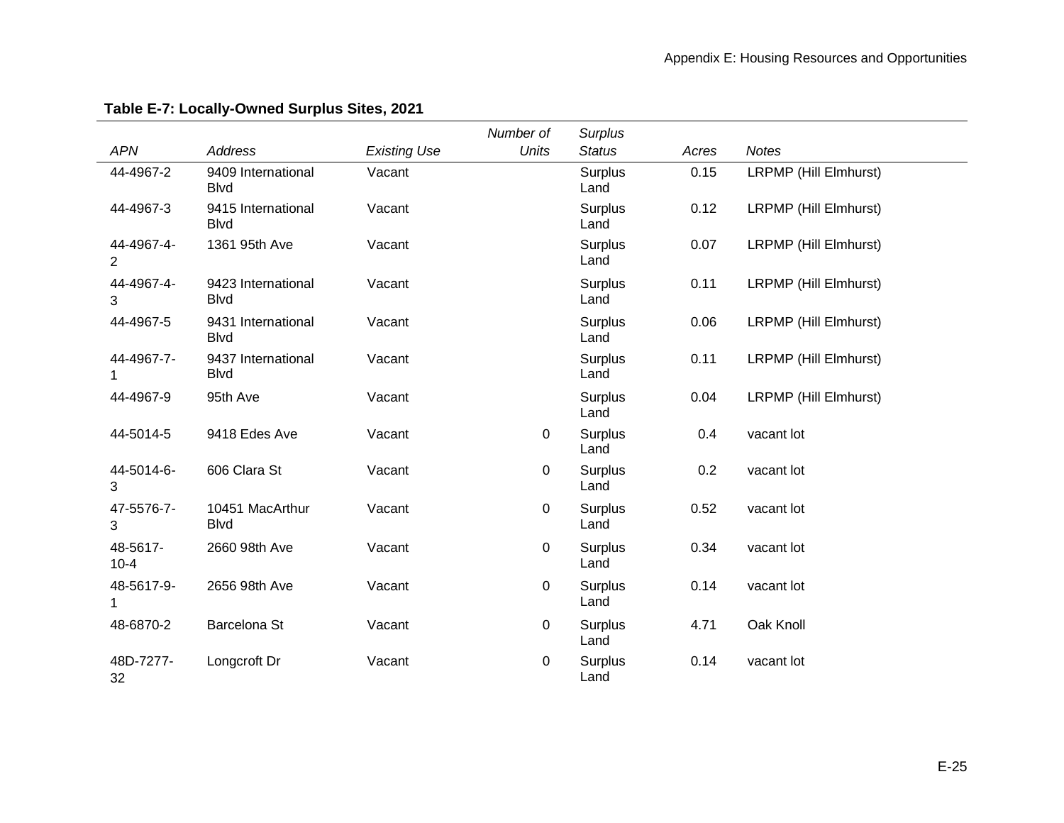**Table E-7: Locally-Owned Surplus Sites, 2021**

| APN | Address | Existing Use | Number of Units | Surplus Status | Acres | Notes |
|---|---|---|---|---|---|---|
| 44-4967-2 | 9409 International Blvd | Vacant | | Surplus Land | 0.15 | LRPMP (Hill Elmhurst) |
| 44-4967-3 | 9415 International Blvd | Vacant | | Surplus Land | 0.12 | LRPMP (Hill Elmhurst) |
| 44-4967-4-2 | 1361 95th Ave | Vacant | | Surplus Land | 0.07 | LRPMP (Hill Elmhurst) |
| 44-4967-4-3 | 9423 International Blvd | Vacant | | Surplus Land | 0.11 | LRPMP (Hill Elmhurst) |
| 44-4967-5 | 9431 International Blvd | Vacant | | Surplus Land | 0.06 | LRPMP (Hill Elmhurst) |
| 44-4967-7-1 | 9437 International Blvd | Vacant | | Surplus Land | 0.11 | LRPMP (Hill Elmhurst) |
| 44-4967-9 | 95th Ave | Vacant | | Surplus Land | 0.04 | LRPMP (Hill Elmhurst) |
| 44-5014-5 | 9418 Edes Ave | Vacant | 0 | Surplus Land | 0.4 | vacant lot |
| 44-5014-6-3 | 606 Clara St | Vacant | 0 | Surplus Land | 0.2 | vacant lot |
| 47-5576-7-3 | 10451 MacArthur Blvd | Vacant | 0 | Surplus Land | 0.52 | vacant lot |
| 48-5617-10-4 | 2660 98th Ave | Vacant | 0 | Surplus Land | 0.34 | vacant lot |
| 48-5617-9-1 | 2656 98th Ave | Vacant | 0 | Surplus Land | 0.14 | vacant lot |
| 48-6870-2 | Barcelona St | Vacant | 0 | Surplus Land | 4.71 | Oak Knoll |
| 48D-7277-32 | Longcroft Dr | Vacant | 0 | Surplus Land | 0.14 | vacant lot |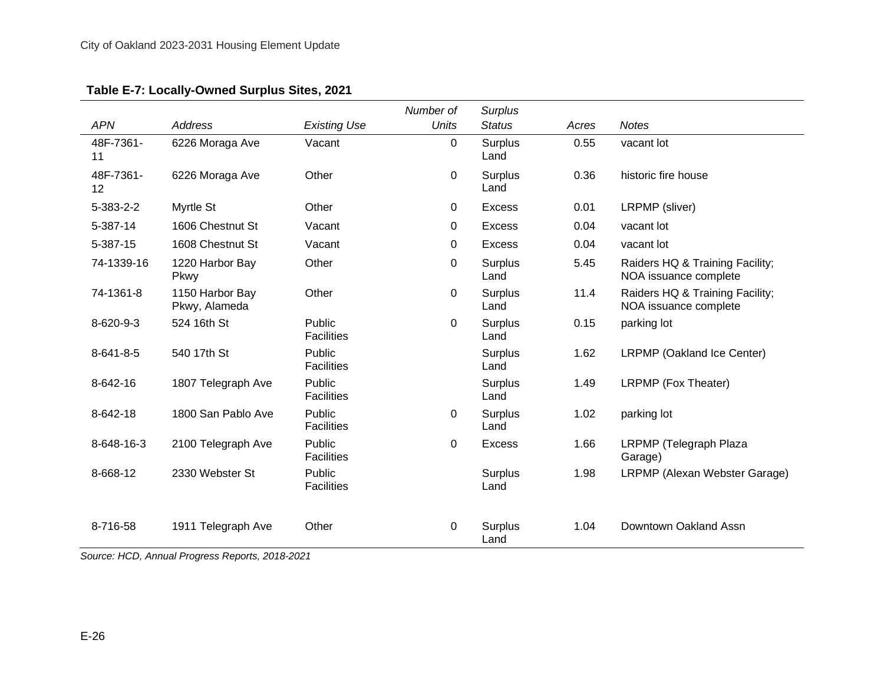**Table E-7: Locally-Owned Surplus Sites, 2021**

| *APN* | *Address* | *Existing Use* | *Number of Units* | *Surplus Status* | *Acres* | *Notes* |
|---|---|---|---|---|---|---|
| 48F-7361-11 | 6226 Moraga Ave | Vacant | 0 | Surplus Land | 0.55 | vacant lot |
| 48F-7361-12 | 6226 Moraga Ave | Other | 0 | Surplus Land | 0.36 | historic fire house |
| 5-383-2-2 | Myrtle St | Other | 0 | Excess | 0.01 | LRPMP (sliver) |
| 5-387-14 | 1606 Chestnut St | Vacant | 0 | Excess | 0.04 | vacant lot |
| 5-387-15 | 1608 Chestnut St | Vacant | 0 | Excess | 0.04 | vacant lot |
| 74-1339-16 | 1220 Harbor Bay Pkwy | Other | 0 | Surplus Land | 5.45 | Raiders HQ & Training Facility; NOA issuance complete |
| 74-1361-8 | 1150 Harbor Bay Pkwy, Alameda | Other | 0 | Surplus Land | 11.4 | Raiders HQ & Training Facility; NOA issuance complete |
| 8-620-9-3 | 524 16th St | Public Facilities | 0 | Surplus Land | 0.15 | parking lot |
| 8-641-8-5 | 540 17th St | Public Facilities | | Surplus Land | 1.62 | LRPMP (Oakland Ice Center) |
| 8-642-16 | 1807 Telegraph Ave | Public Facilities | | Surplus Land | 1.49 | LRPMP (Fox Theater) |
| 8-642-18 | 1800 San Pablo Ave | Public Facilities | 0 | Surplus Land | 1.02 | parking lot |
| 8-648-16-3 | 2100 Telegraph Ave | Public Facilities | 0 | Excess | 1.66 | LRPMP (Telegraph Plaza Garage) |
| 8-668-12 | 2330 Webster St | Public Facilities | | Surplus Land | 1.98 | LRPMP (Alexan Webster Garage) |
| 8-716-58 | 1911 Telegraph Ave | Other | 0 | Surplus Land | 1.04 | Downtown Oakland Assn |

*Source: HCD, Annual Progress Reports, 2018-2021*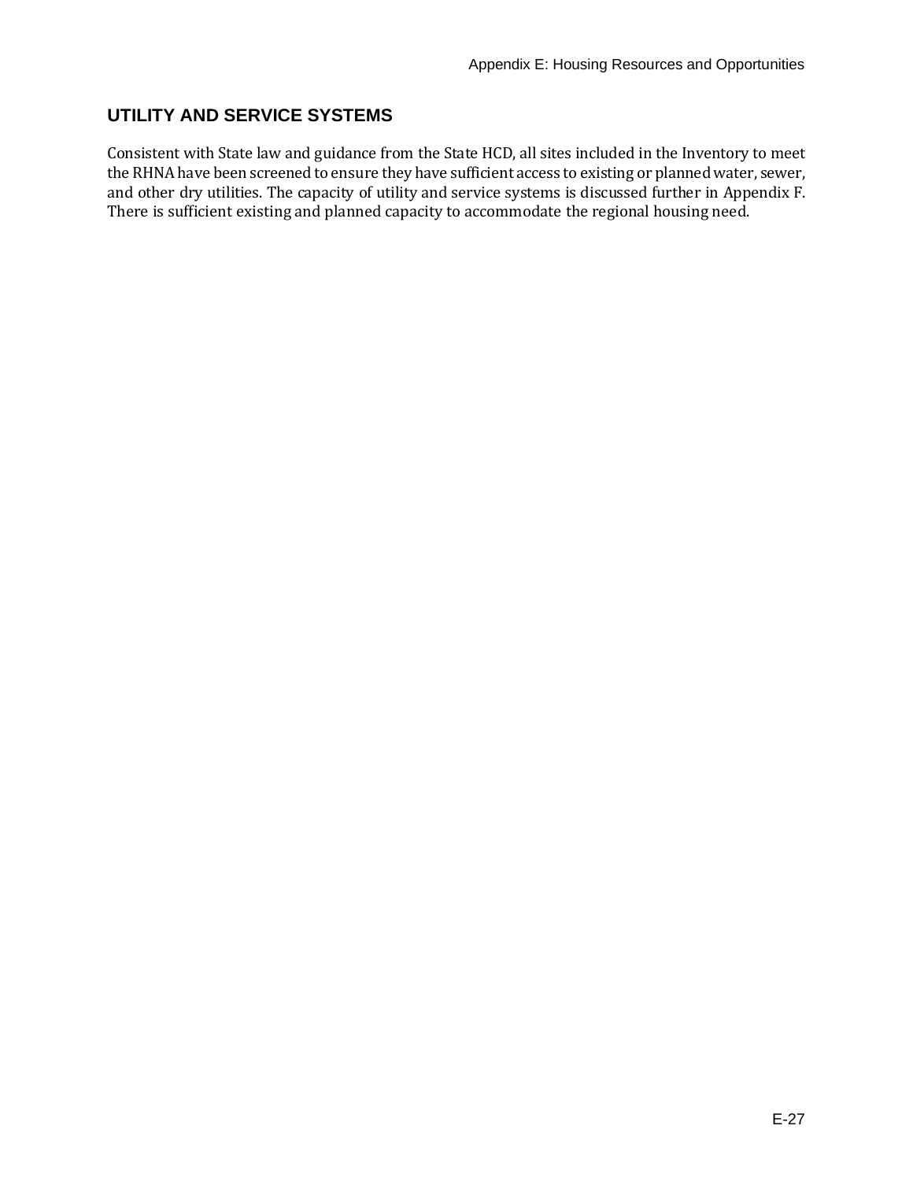## UTILITY AND SERVICE SYSTEMS

Consistent with State law and guidance from the State HCD, all sites included in the Inventory to meet the RHNA have been screened to ensure they have sufficient access to existing or planned water, sewer, and other dry utilities. The capacity of utility and service systems is discussed further in Appendix F. There is sufficient existing and planned capacity to accommodate the regional housing need.